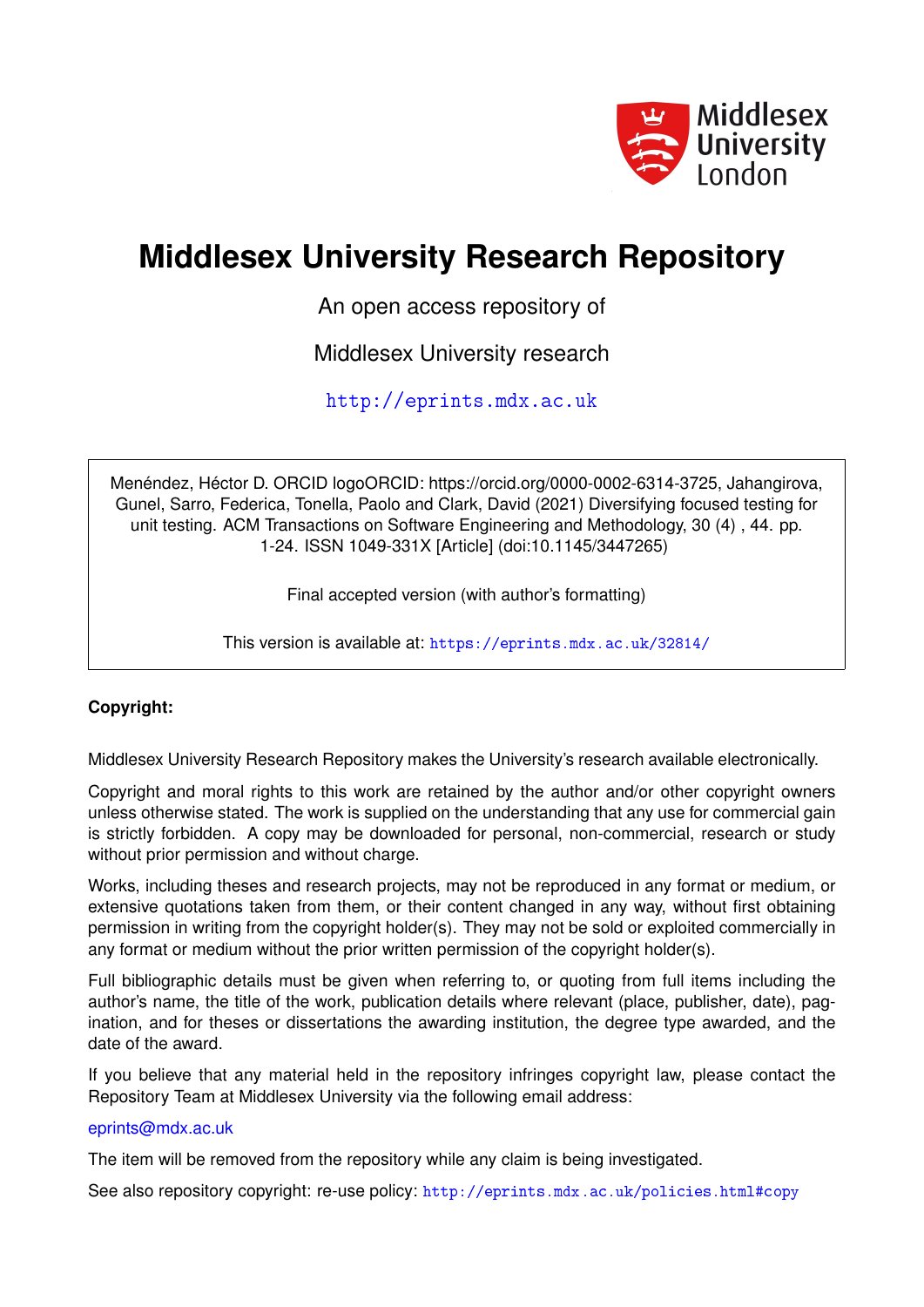Middlesex University London

# Middlesex University Research Repository

An open access repository of

Middlesex University research

http://eprints.mdx.ac.uk

Menéndez, Héctor D. ORCID logoORCID: https://orcid.org/0000-0002-6314-3725, Jahangirova, Gunel, Sarro, Federica, Tonella, Paolo and Clark, David (2021) Diversifying focused testing for unit testing. ACM Transactions on Software Engineering and Methodology, 30 (4) , 44. pp. 1-24. ISSN 1049-331X [Article] (doi:10.1145/3447265)

Final accepted version (with author's formatting)

This version is available at: https://eprints.mdx.ac.uk/32814/

**Copyright:**

Middlesex University Research Repository makes the University's research available electronically.

Copyright and moral rights to this work are retained by the author and/or other copyright owners unless otherwise stated. The work is supplied on the understanding that any use for commercial gain is strictly forbidden. A copy may be downloaded for personal, non-commercial, research or study without prior permission and without charge.

Works, including theses and research projects, may not be reproduced in any format or medium, or extensive quotations taken from them, or their content changed in any way, without first obtaining permission in writing from the copyright holder(s). They may not be sold or exploited commercially in any format or medium without the prior written permission of the copyright holder(s).

Full bibliographic details must be given when referring to, or quoting from full items including the author's name, the title of the work, publication details where relevant (place, publisher, date), pagination, and for theses or dissertations the awarding institution, the degree type awarded, and the date of the award.

If you believe that any material held in the repository infringes copyright law, please contact the Repository Team at Middlesex University via the following email address:

eprints@mdx.ac.uk

The item will be removed from the repository while any claim is being investigated.

See also repository copyright: re-use policy: http://eprints.mdx.ac.uk/policies.html#copy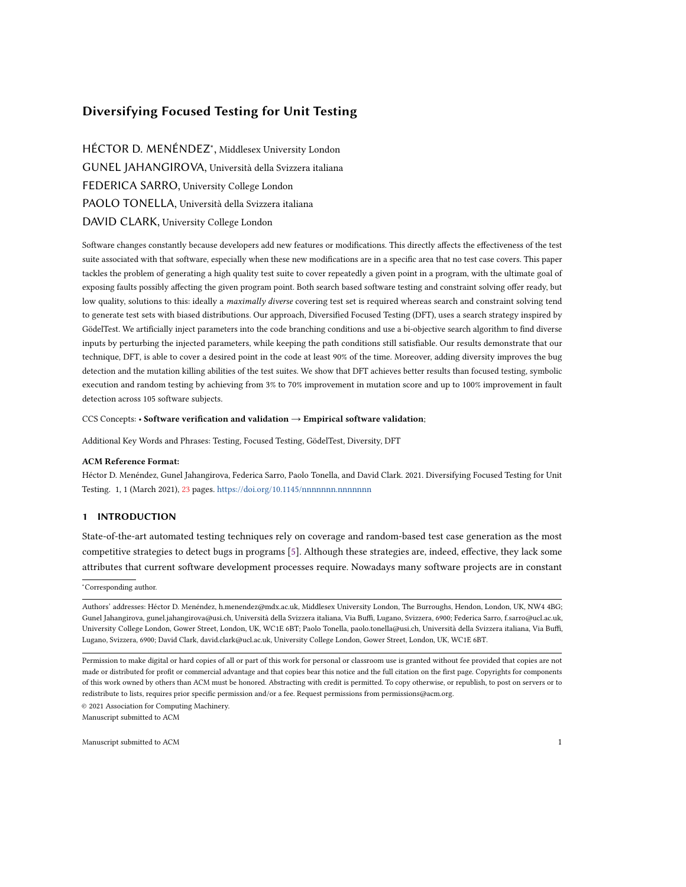# Diversifying Focused Testing for Unit Testing

HÉCTOR D. MENÉNDEZ*, Middlesex University London

GUNEL JAHANGIROVA, Università della Svizzera italiana

FEDERICA SARRO, University College London

PAOLO TONELLA, Università della Svizzera italiana

DAVID CLARK, University College London

Software changes constantly because developers add new features or modifications. This directly affects the effectiveness of the test suite associated with that software, especially when these new modifications are in a specific area that no test case covers. This paper tackles the problem of generating a high quality test suite to cover repeatedly a given point in a program, with the ultimate goal of exposing faults possibly affecting the given program point. Both search based software testing and constraint solving offer ready, but low quality, solutions to this: ideally a *maximally diverse* covering test set is required whereas search and constraint solving tend to generate test sets with biased distributions. Our approach, Diversified Focused Testing (DFT), uses a search strategy inspired by GödelTest. We artificially inject parameters into the code branching conditions and use a bi-objective search algorithm to find diverse inputs by perturbing the injected parameters, while keeping the path conditions still satisfiable. Our results demonstrate that our technique, DFT, is able to cover a desired point in the code at least 90% of the time. Moreover, adding diversity improves the bug detection and the mutation killing abilities of the test suites. We show that DFT achieves better results than focused testing, symbolic execution and random testing by achieving from 3% to 70% improvement in mutation score and up to 100% improvement in fault detection across 105 software subjects.

CCS Concepts: • **Software verification and validation → Empirical software validation**;

Additional Key Words and Phrases: Testing, Focused Testing, GödelTest, Diversity, DFT

**ACM Reference Format:**

Héctor D. Menéndez, Gunel Jahangirova, Federica Sarro, Paolo Tonella, and David Clark. 2021. Diversifying Focused Testing for Unit Testing. 1, 1 (March 2021), 23 pages. https://doi.org/10.1145/nnnnnnn.nnnnnnn

## 1 INTRODUCTION

State-of-the-art automated testing techniques rely on coverage and random-based test case generation as the most competitive strategies to detect bugs in programs [5]. Although these strategies are, indeed, effective, they lack some attributes that current software development processes require. Nowadays many software projects are in constant

*Corresponding author.

Authors' addresses: Héctor D. Menéndez, h.menendez@mdx.ac.uk, Middlesex University London, The Burroughs, Hendon, London, UK, NW4 4BG; Gunel Jahangirova, gunel.jahangirova@usi.ch, Università della Svizzera italiana, Via Buffi, Lugano, Svizzera, 6900; Federica Sarro, f.sarro@ucl.ac.uk, University College London, Gower Street, London, UK, WC1E 6BT; Paolo Tonella, paolo.tonella@usi.ch, Università della Svizzera italiana, Via Buffi, Lugano, Svizzera, 6900; David Clark, david.clark@ucl.ac.uk, University College London, Gower Street, London, UK, WC1E 6BT.

Permission to make digital or hard copies of all or part of this work for personal or classroom use is granted without fee provided that copies are not made or distributed for profit or commercial advantage and that copies bear this notice and the full citation on the first page. Copyrights for components of this work owned by others than ACM must be honored. Abstracting with credit is permitted. To copy otherwise, or republish, to post on servers or to redistribute to lists, requires prior specific permission and/or a fee. Request permissions from permissions@acm.org.

© 2021 Association for Computing Machinery.

Manuscript submitted to ACM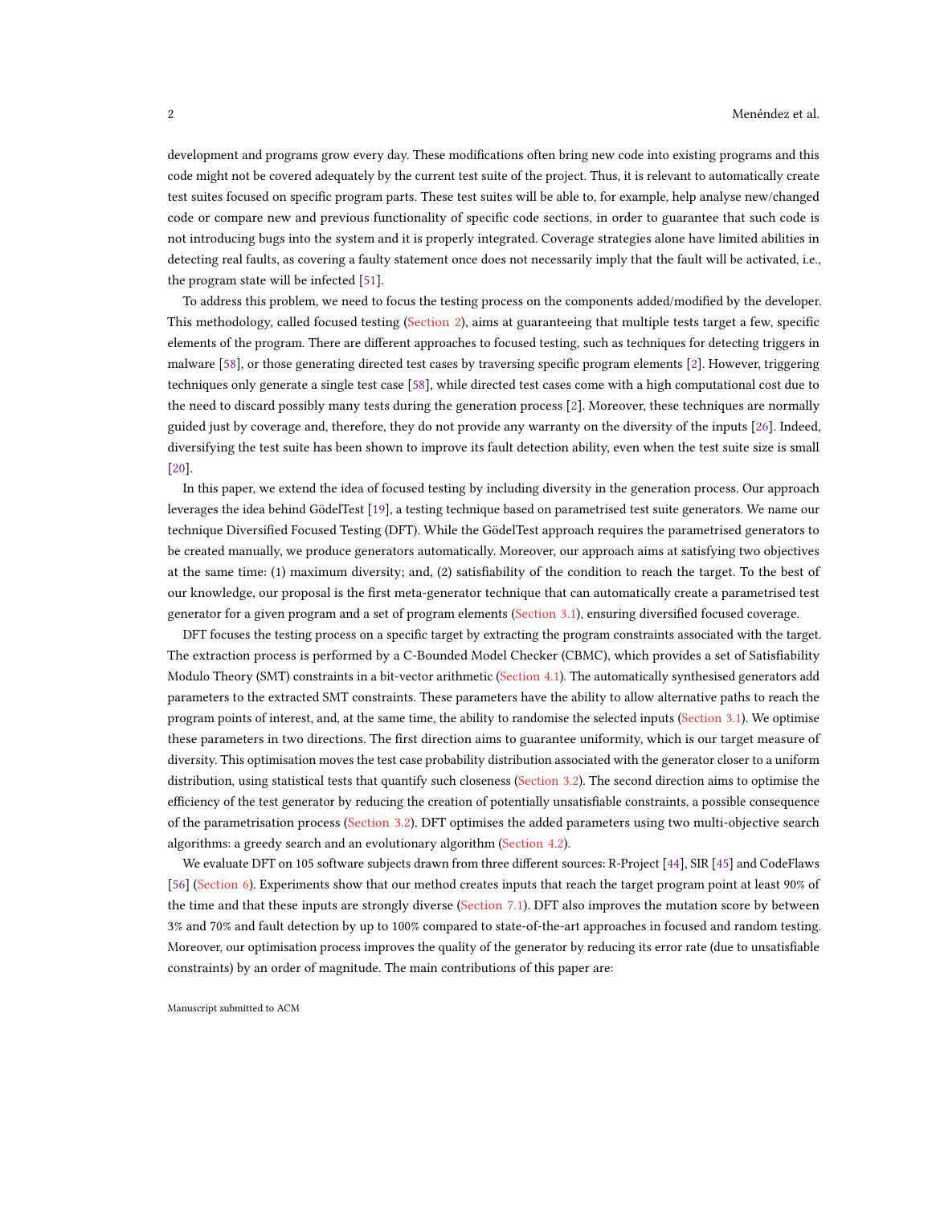development and programs grow every day. These modifications often bring new code into existing programs and this code might not be covered adequately by the current test suite of the project. Thus, it is relevant to automatically create test suites focused on specific program parts. These test suites will be able to, for example, help analyse new/changed code or compare new and previous functionality of specific code sections, in order to guarantee that such code is not introducing bugs into the system and it is properly integrated. Coverage strategies alone have limited abilities in detecting real faults, as covering a faulty statement once does not necessarily imply that the fault will be activated, i.e., the program state will be infected [51].

To address this problem, we need to focus the testing process on the components added/modified by the developer. This methodology, called focused testing (Section 2), aims at guaranteeing that multiple tests target a few, specific elements of the program. There are different approaches to focused testing, such as techniques for detecting triggers in malware [58], or those generating directed test cases by traversing specific program elements [2]. However, triggering techniques only generate a single test case [58], while directed test cases come with a high computational cost due to the need to discard possibly many tests during the generation process [2]. Moreover, these techniques are normally guided just by coverage and, therefore, they do not provide any warranty on the diversity of the inputs [26]. Indeed, diversifying the test suite has been shown to improve its fault detection ability, even when the test suite size is small [20].

In this paper, we extend the idea of focused testing by including diversity in the generation process. Our approach leverages the idea behind GödelTest [19], a testing technique based on parametrised test suite generators. We name our technique Diversified Focused Testing (DFT). While the GödelTest approach requires the parametrised generators to be created manually, we produce generators automatically. Moreover, our approach aims at satisfying two objectives at the same time: (1) maximum diversity; and, (2) satisfiability of the condition to reach the target. To the best of our knowledge, our proposal is the first meta-generator technique that can automatically create a parametrised test generator for a given program and a set of program elements (Section 3.1), ensuring diversified focused coverage.

DFT focuses the testing process on a specific target by extracting the program constraints associated with the target. The extraction process is performed by a C-Bounded Model Checker (CBMC), which provides a set of Satisfiability Modulo Theory (SMT) constraints in a bit-vector arithmetic (Section 4.1). The automatically synthesised generators add parameters to the extracted SMT constraints. These parameters have the ability to allow alternative paths to reach the program points of interest, and, at the same time, the ability to randomise the selected inputs (Section 3.1). We optimise these parameters in two directions. The first direction aims to guarantee uniformity, which is our target measure of diversity. This optimisation moves the test case probability distribution associated with the generator closer to a uniform distribution, using statistical tests that quantify such closeness (Section 3.2). The second direction aims to optimise the efficiency of the test generator by reducing the creation of potentially unsatisfiable constraints, a possible consequence of the parametrisation process (Section 3.2). DFT optimises the added parameters using two multi-objective search algorithms: a greedy search and an evolutionary algorithm (Section 4.2).

We evaluate DFT on 105 software subjects drawn from three different sources: R-Project [44], SIR [45] and CodeFlaws [56] (Section 6). Experiments show that our method creates inputs that reach the target program point at least 90% of the time and that these inputs are strongly diverse (Section 7.1). DFT also improves the mutation score by between 3% and 70% and fault detection by up to 100% compared to state-of-the-art approaches in focused and random testing. Moreover, our optimisation process improves the quality of the generator by reducing its error rate (due to unsatisfiable constraints) by an order of magnitude. The main contributions of this paper are: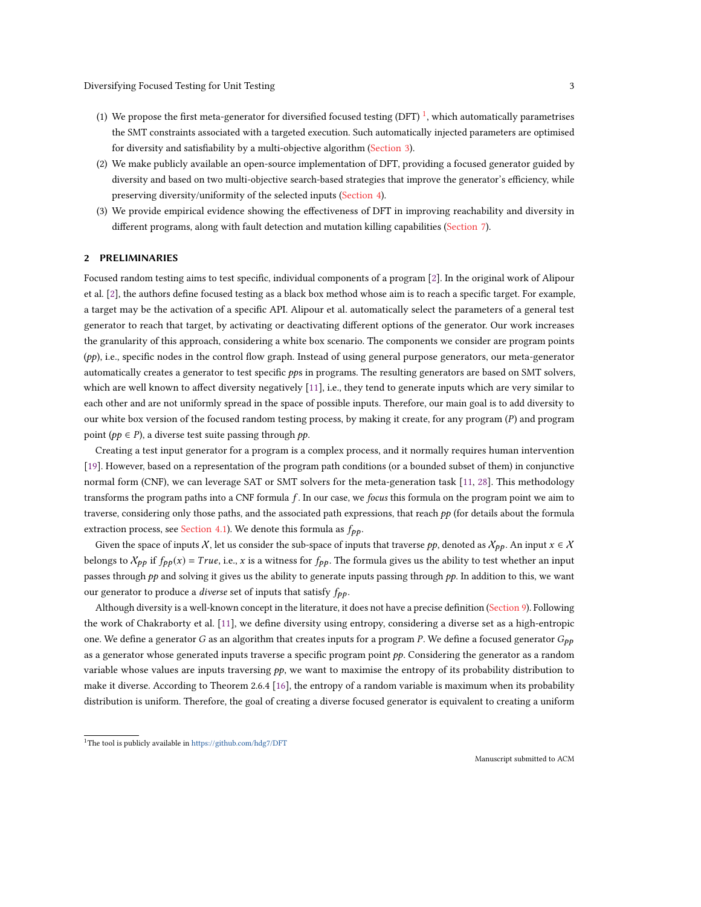(1) We propose the first meta-generator for diversified focused testing (DFT) [1], which automatically parametrises the SMT constraints associated with a targeted execution. Such automatically injected parameters are optimised for diversity and satisfiability by a multi-objective algorithm (Section 3).
(2) We make publicly available an open-source implementation of DFT, providing a focused generator guided by diversity and based on two multi-objective search-based strategies that improve the generator's efficiency, while preserving diversity/uniformity of the selected inputs (Section 4).
(3) We provide empirical evidence showing the effectiveness of DFT in improving reachability and diversity in different programs, along with fault detection and mutation killing capabilities (Section 7).

## 2 PRELIMINARIES

Focused random testing aims to test specific, individual components of a program [2]. In the original work of Alipour et al. [2], the authors define focused testing as a black box method whose aim is to reach a specific target. For example, a target may be the activation of a specific API. Alipour et al. automatically select the parameters of a general test generator to reach that target, by activating or deactivating different options of the generator. Our work increases the granularity of this approach, considering a white box scenario. The components we consider are program points (*pp*), i.e., specific nodes in the control flow graph. Instead of using general purpose generators, our meta-generator automatically creates a generator to test specific *pp*s in programs. The resulting generators are based on SMT solvers, which are well known to affect diversity negatively [11], i.e., they tend to generate inputs which are very similar to each other and are not uniformly spread in the space of possible inputs. Therefore, our main goal is to add diversity to our white box version of the focused random testing process, by making it create, for any program ($P$) and program point ($pp \in P$), a diverse test suite passing through *pp*.

Creating a test input generator for a program is a complex process, and it normally requires human intervention [19]. However, based on a representation of the program path conditions (or a bounded subset of them) in conjunctive normal form (CNF), we can leverage SAT or SMT solvers for the meta-generation task [11, 28]. This methodology transforms the program paths into a CNF formula $f$. In our case, we *focus* this formula on the program point we aim to traverse, considering only those paths, and the associated path expressions, that reach *pp* (for details about the formula extraction process, see Section 4.1). We denote this formula as $f_{pp}$.

Given the space of inputs $\mathcal{X}$, let us consider the sub-space of inputs that traverse *pp*, denoted as $\mathcal{X}_{pp}$. An input $x \in \mathcal{X}$ belongs to $\mathcal{X}_{pp}$ if $f_{pp}(x) = True$, i.e., $x$ is a witness for $f_{pp}$. The formula gives us the ability to test whether an input passes through *pp* and solving it gives us the ability to generate inputs passing through *pp*. In addition to this, we want our generator to produce a *diverse* set of inputs that satisfy $f_{pp}$.

Although diversity is a well-known concept in the literature, it does not have a precise definition (Section 9). Following the work of Chakraborty et al. [11], we define diversity using entropy, considering a diverse set as a high-entropic one. We define a generator $G$ as an algorithm that creates inputs for a program $P$. We define a focused generator $G_{pp}$ as a generator whose generated inputs traverse a specific program point *pp*. Considering the generator as a random variable whose values are inputs traversing *pp*, we want to maximise the entropy of its probability distribution to make it diverse. According to Theorem 2.6.4 [16], the entropy of a random variable is maximum when its probability distribution is uniform. Therefore, the goal of creating a diverse focused generator is equivalent to creating a uniform

[1] The tool is publicly available in https://github.com/hdg7/DFT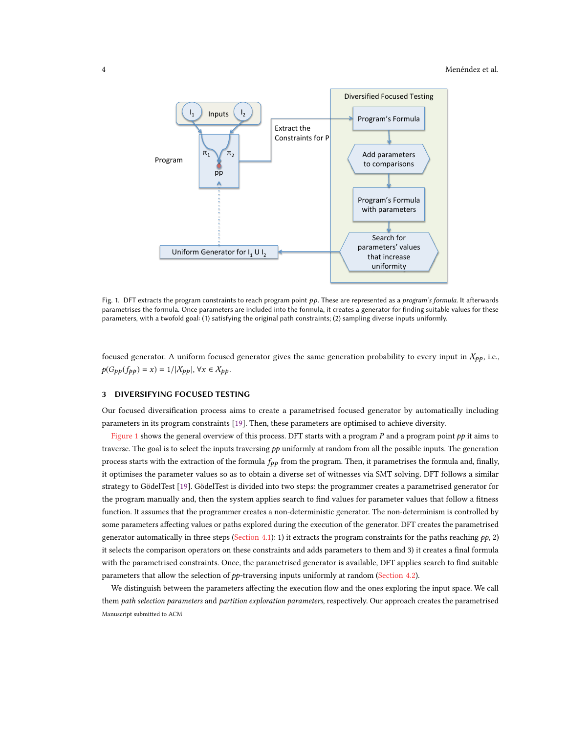Fig. 1. DFT extracts the program constraints to reach program point $pp$. These are represented as a *program's formula*. It afterwards parametrises the formula. Once parameters are included into the formula, it creates a generator for finding suitable values for these parameters, with a twofold goal: (1) satisfying the original path constraints; (2) sampling diverse inputs uniformly.

focused generator. A uniform focused generator gives the same generation probability to every input in $\mathcal{X}_{pp}$, i.e., $p(G_{pp}(f_{pp}) = x) = 1/|\mathcal{X}_{pp}|, \forall x \in \mathcal{X}_{pp}$.

## 3 DIVERSIFYING FOCUSED TESTING

Our focused diversification process aims to create a parametrised focused generator by automatically including parameters in its program constraints [19]. Then, these parameters are optimised to achieve diversity.

Figure 1 shows the general overview of this process. DFT starts with a program $P$ and a program point $pp$ it aims to traverse. The goal is to select the inputs traversing $pp$ uniformly at random from all the possible inputs. The generation process starts with the extraction of the formula $f_{pp}$ from the program. Then, it parametrises the formula and, finally, it optimises the parameter values so as to obtain a diverse set of witnesses via SMT solving. DFT follows a similar strategy to GödelTest [19]. GödelTest is divided into two steps: the programmer creates a parametrised generator for the program manually and, then the system applies search to find values for parameter values that follow a fitness function. It assumes that the programmer creates a non-deterministic generator. The non-determinism is controlled by some parameters affecting values or paths explored during the execution of the generator. DFT creates the parametrised generator automatically in three steps (Section 4.1): 1) it extracts the program constraints for the paths reaching $pp$, 2) it selects the comparison operators on these constraints and adds parameters to them and 3) it creates a final formula with the parametrised constraints. Once, the parametrised generator is available, DFT applies search to find suitable parameters that allow the selection of $pp$-traversing inputs uniformly at random (Section 4.2).

We distinguish between the parameters affecting the execution flow and the ones exploring the input space. We call them *path selection parameters* and *partition exploration parameters*, respectively. Our approach creates the parametrised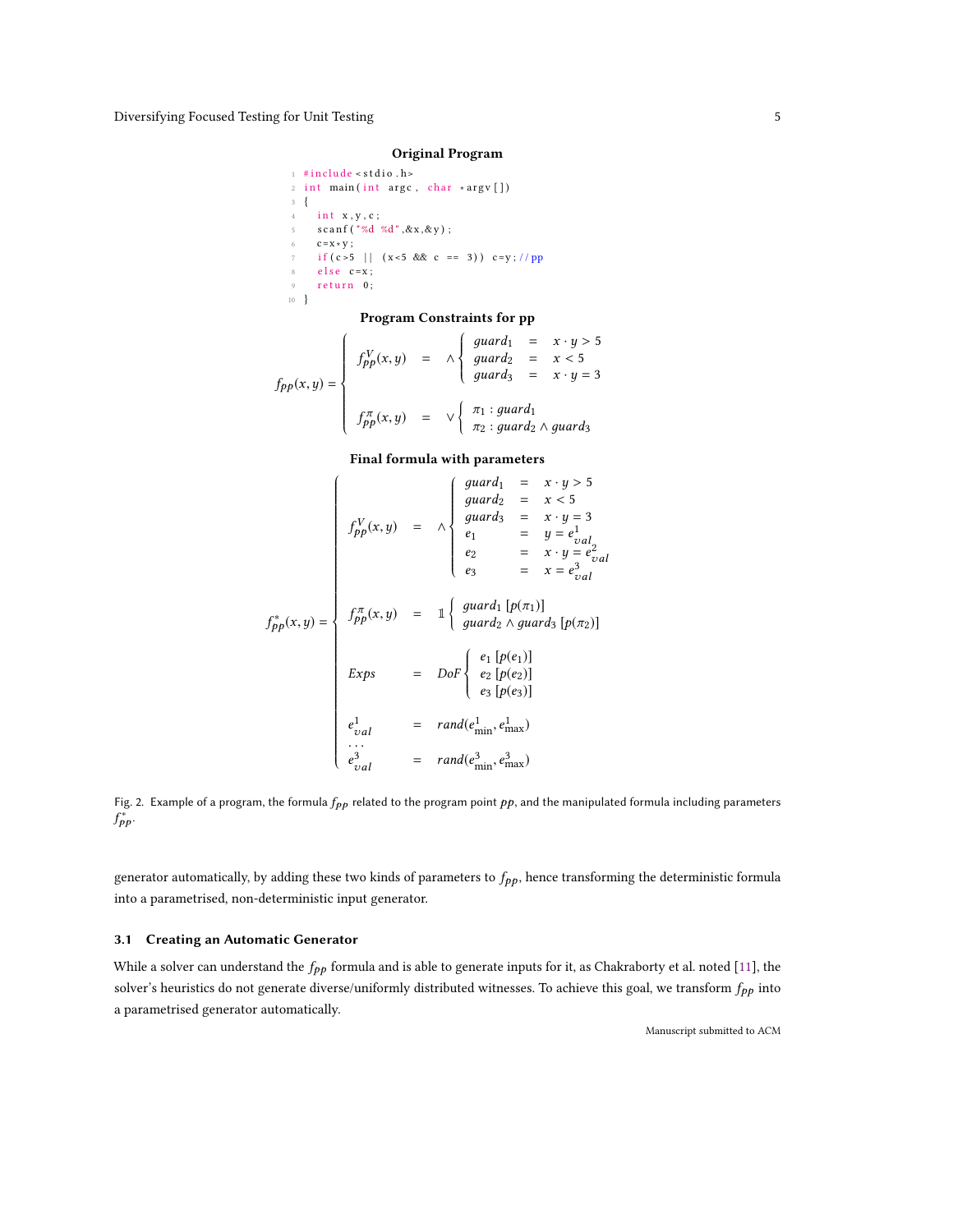**Original Program**

```c
#include<stdio.h>
int main(int argc, char *argv[])
{
   int x,y,c;
   scanf("%d %d",&x,&y);
   c=x*y;
   if(c>5 || (x<5 && c == 3)) c=y; //pp
   else c=x;
   return 0;
}
```

**Program Constraints for pp**

$$f_{pp}(x,y) = \begin{cases} f_{pp}^{V}(x,y) & = & \wedge \begin{cases} guard_1 & = & x \cdot y > 5 \\ guard_2 & = & x < 5 \\ guard_3 & = & x \cdot y = 3 \end{cases} \\ \\ f_{pp}^{\pi}(x,y) & = & \vee \begin{cases} \pi_1 : guard_1 \\ \pi_2 : guard_2 \wedge guard_3 \end{cases} \end{cases}$$

**Final formula with parameters**

$$f_{pp}^{*}(x,y) = \begin{cases} f_{pp}^{V}(x,y) & = & \wedge \begin{cases} guard_1 & = & x \cdot y > 5 \\ guard_2 & = & x < 5 \\ guard_3 & = & x \cdot y = 3 \\ e_1 & = & y = e_{val}^{1} \\ e_2 & = & x \cdot y = e_{val}^{2} \\ e_3 & = & x = e_{val}^{3} \end{cases} \\ \\ f_{pp}^{\pi}(x,y) & = & \mathbb{1} \begin{cases} guard_1 \ [p(\pi_1)] \\ guard_2 \wedge guard_3 \ [p(\pi_2)] \end{cases} \\ \\ Exps & = & DoF \begin{cases} e_1 \ [p(e_1)] \\ e_2 \ [p(e_2)] \\ e_3 \ [p(e_3)] \end{cases} \\ \\ e_{val}^{1} & = & rand(e_{\min}^{1}, e_{\max}^{1}) \\ \dots \\ e_{val}^{3} & = & rand(e_{\min}^{3}, e_{\max}^{3}) \end{cases}$$

Fig. 2. Example of a program, the formula $f_{pp}$ related to the program point $pp$, and the manipulated formula including parameters $f_{pp}^{*}$.

generator automatically, by adding these two kinds of parameters to $f_{pp}$, hence transforming the deterministic formula into a parametrised, non-deterministic input generator.

### 3.1 Creating an Automatic Generator

While a solver can understand the $f_{pp}$ formula and is able to generate inputs for it, as Chakraborty et al. noted [11], the solver's heuristics do not generate diverse/uniformly distributed witnesses. To achieve this goal, we transform $f_{pp}$ into a parametrised generator automatically.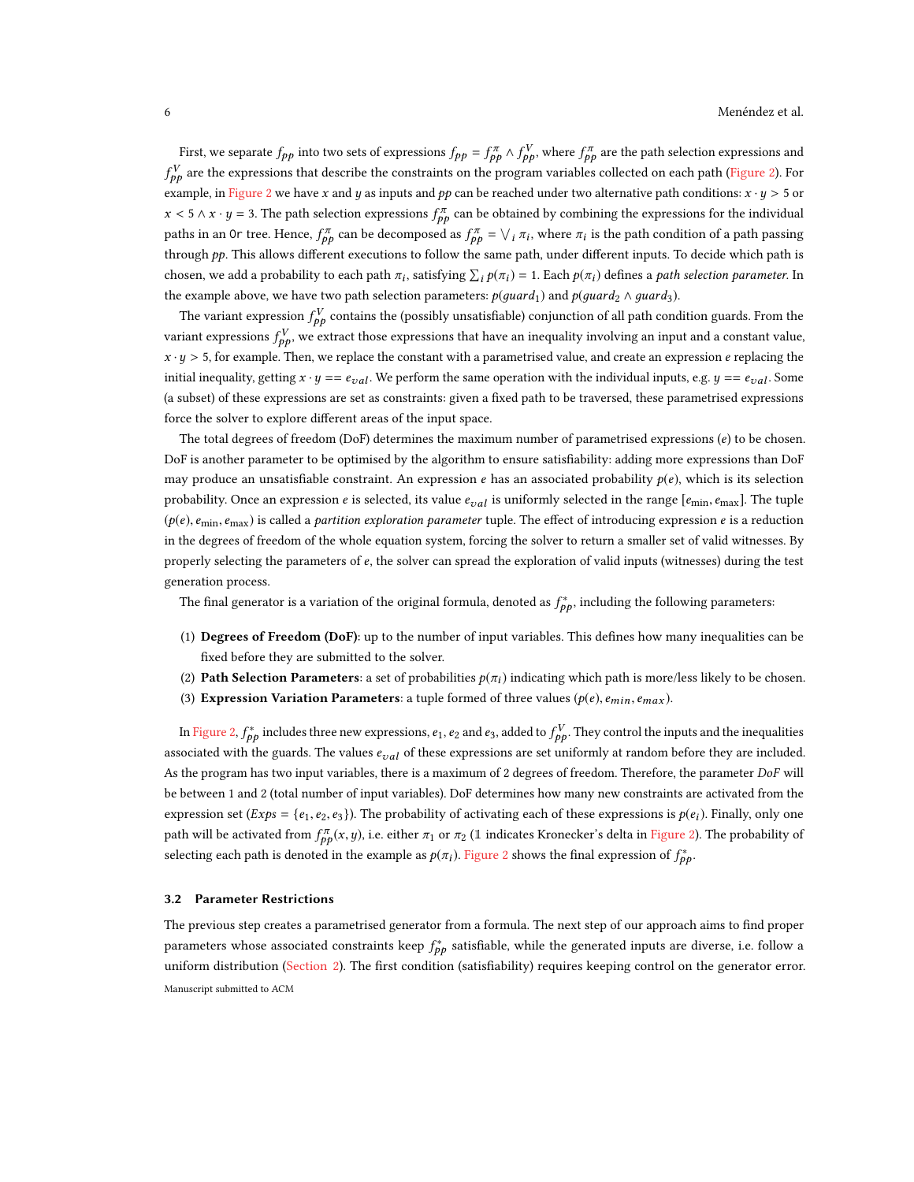First, we separate $f_{pp}$ into two sets of expressions $f_{pp} = f_{pp}^{\pi} \wedge f_{pp}^{V}$, where $f_{pp}^{\pi}$ are the path selection expressions and $f_{pp}^{V}$ are the expressions that describe the constraints on the program variables collected on each path (Figure 2). For example, in Figure 2 we have $x$ and $y$ as inputs and $pp$ can be reached under two alternative path conditions: $x \cdot y > 5$ or $x < 5 \wedge x \cdot y = 3$. The path selection expressions $f_{pp}^{\pi}$ can be obtained by combining the expressions for the individual paths in an `Or` tree. Hence, $f_{pp}^{\pi}$ can be decomposed as $f_{pp}^{\pi} = \bigvee_i \pi_i$, where $\pi_i$ is the path condition of a path passing through $pp$. This allows different executions to follow the same path, under different inputs. To decide which path is chosen, we add a probability to each path $\pi_i$, satisfying $\sum_i p(\pi_i) = 1$. Each $p(\pi_i)$ defines a *path selection parameter*. In the example above, we have two path selection parameters: $p(guard_1)$ and $p(guard_2 \wedge guard_3)$.

The variant expression $f_{pp}^{V}$ contains the (possibly unsatisfiable) conjunction of all path condition guards. From the variant expressions $f_{pp}^{V}$, we extract those expressions that have an inequality involving an input and a constant value, $x \cdot y > 5$, for example. Then, we replace the constant with a parametrised value, and create an expression $e$ replacing the initial inequality, getting $x \cdot y == e_{val}$. We perform the same operation with the individual inputs, e.g. $y == e_{val}$. Some (a subset) of these expressions are set as constraints: given a fixed path to be traversed, these parametrised expressions force the solver to explore different areas of the input space.

The total degrees of freedom (DoF) determines the maximum number of parametrised expressions ($e$) to be chosen. DoF is another parameter to be optimised by the algorithm to ensure satisfiability: adding more expressions than DoF may produce an unsatisfiable constraint. An expression $e$ has an associated probability $p(e)$, which is its selection probability. Once an expression $e$ is selected, its value $e_{val}$ is uniformly selected in the range $[e_{\min}, e_{\max}]$. The tuple $(p(e), e_{\min}, e_{\max})$ is called a *partition exploration parameter* tuple. The effect of introducing expression $e$ is a reduction in the degrees of freedom of the whole equation system, forcing the solver to return a smaller set of valid witnesses. By properly selecting the parameters of $e$, the solver can spread the exploration of valid inputs (witnesses) during the test generation process.

The final generator is a variation of the original formula, denoted as $f_{pp}^{*}$, including the following parameters:

1. **Degrees of Freedom (DoF)**: up to the number of input variables. This defines how many inequalities can be fixed before they are submitted to the solver.
2. **Path Selection Parameters**: a set of probabilities $p(\pi_i)$ indicating which path is more/less likely to be chosen.
3. **Expression Variation Parameters**: a tuple formed of three values $(p(e), e_{min}, e_{max})$.

In Figure 2, $f_{pp}^{*}$ includes three new expressions, $e_1$, $e_2$ and $e_3$, added to $f_{pp}^{V}$. They control the inputs and the inequalities associated with the guards. The values $e_{val}$ of these expressions are set uniformly at random before they are included. As the program has two input variables, there is a maximum of 2 degrees of freedom. Therefore, the parameter *DoF* will be between 1 and 2 (total number of input variables). DoF determines how many new constraints are activated from the expression set ($Exps = \{e_1, e_2, e_3\}$). The probability of activating each of these expressions is $p(e_i)$. Finally, only one path will be activated from $f_{pp}^{\pi}(x, y)$, i.e. either $\pi_1$ or $\pi_2$ ($\mathbb{1}$ indicates Kronecker's delta in Figure 2). The probability of selecting each path is denoted in the example as $p(\pi_i)$. Figure 2 shows the final expression of $f_{pp}^{*}$.

### 3.2 Parameter Restrictions

The previous step creates a parametrised generator from a formula. The next step of our approach aims to find proper parameters whose associated constraints keep $f_{pp}^{*}$ satisfiable, while the generated inputs are diverse, i.e. follow a uniform distribution (Section 2). The first condition (satisfiability) requires keeping control on the generator error.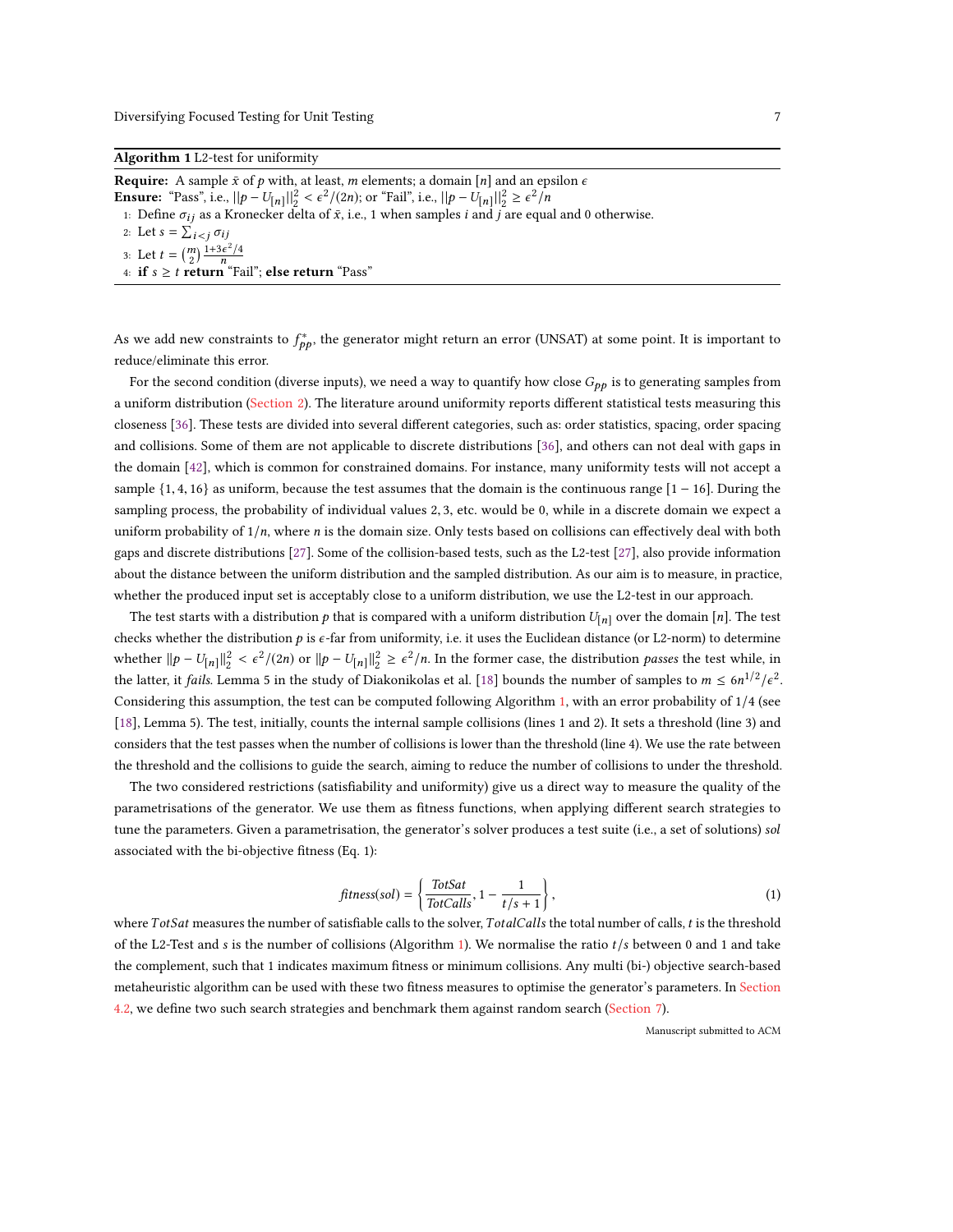**Algorithm 1** L2-test for uniformity

**Require:** A sample $\bar{x}$ of $p$ with, at least, $m$ elements; a domain $[n]$ and an epsilon $\epsilon$
**Ensure:** "Pass", i.e., $||p - U_{[n]}||_2^2 < \epsilon^2/(2n)$; or "Fail", i.e., $||p - U_{[n]}||_2^2 \geq \epsilon^2/n$

1: Define $\sigma_{ij}$ as a Kronecker delta of $\bar{x}$, i.e., 1 when samples $i$ and $j$ are equal and 0 otherwise.
2: Let $s = \sum_{i<j} \sigma_{ij}$
3: Let $t = \binom{m}{2} \frac{1+3\epsilon^2/4}{n}$
4: **if** $s \geq t$ **return** "Fail"; **else return** "Pass"

As we add new constraints to $f^*_{pp}$, the generator might return an error (UNSAT) at some point. It is important to reduce/eliminate this error.

For the second condition (diverse inputs), we need a way to quantify how close $G_{pp}$ is to generating samples from a uniform distribution (Section 2). The literature around uniformity reports different statistical tests measuring this closeness [36]. These tests are divided into several different categories, such as: order statistics, spacing, order spacing and collisions. Some of them are not applicable to discrete distributions [36], and others can not deal with gaps in the domain [42], which is common for constrained domains. For instance, many uniformity tests will not accept a sample $\{1, 4, 16\}$ as uniform, because the test assumes that the domain is the continuous range $[1 - 16]$. During the sampling process, the probability of individual values $2, 3$, etc. would be $0$, while in a discrete domain we expect a uniform probability of $1/n$, where $n$ is the domain size. Only tests based on collisions can effectively deal with both gaps and discrete distributions [27]. Some of the collision-based tests, such as the L2-test [27], also provide information about the distance between the uniform distribution and the sampled distribution. As our aim is to measure, in practice, whether the produced input set is acceptably close to a uniform distribution, we use the L2-test in our approach.

The test starts with a distribution $p$ that is compared with a uniform distribution $U_{[n]}$ over the domain $[n]$. The test checks whether the distribution $p$ is $\epsilon$-far from uniformity, i.e. it uses the Euclidean distance (or L2-norm) to determine whether $||p - U_{[n]}||_2^2 < \epsilon^2/(2n)$ or $||p - U_{[n]}||_2^2 \geq \epsilon^2/n$. In the former case, the distribution *passes* the test while, in the latter, it *fails*. Lemma 5 in the study of Diakonikolas et al. [18] bounds the number of samples to $m \leq 6n^{1/2}/\epsilon^2$. Considering this assumption, the test can be computed following Algorithm 1, with an error probability of $1/4$ (see [18], Lemma 5). The test, initially, counts the internal sample collisions (lines 1 and 2). It sets a threshold (line 3) and considers that the test passes when the number of collisions is lower than the threshold (line 4). We use the rate between the threshold and the collisions to guide the search, aiming to reduce the number of collisions to under the threshold.

The two considered restrictions (satisfiability and uniformity) give us a direct way to measure the quality of the parametrisations of the generator. We use them as fitness functions, when applying different search strategies to tune the parameters. Given a parametrisation, the generator's solver produces a test suite (i.e., a set of solutions) *sol* associated with the bi-objective fitness (Eq. 1):

$$fitness(sol) = \left\{ \frac{TotSat}{TotCalls}, 1 - \frac{1}{t/s+1} \right\}, \tag{1}$$

where $TotSat$ measures the number of satisfiable calls to the solver, $TotalCalls$ the total number of calls, $t$ is the threshold of the L2-Test and $s$ is the number of collisions (Algorithm 1). We normalise the ratio $t/s$ between 0 and 1 and take the complement, such that 1 indicates maximum fitness or minimum collisions. Any multi (bi-) objective search-based metaheuristic algorithm can be used with these two fitness measures to optimise the generator's parameters. In Section 4.2, we define two such search strategies and benchmark them against random search (Section 7).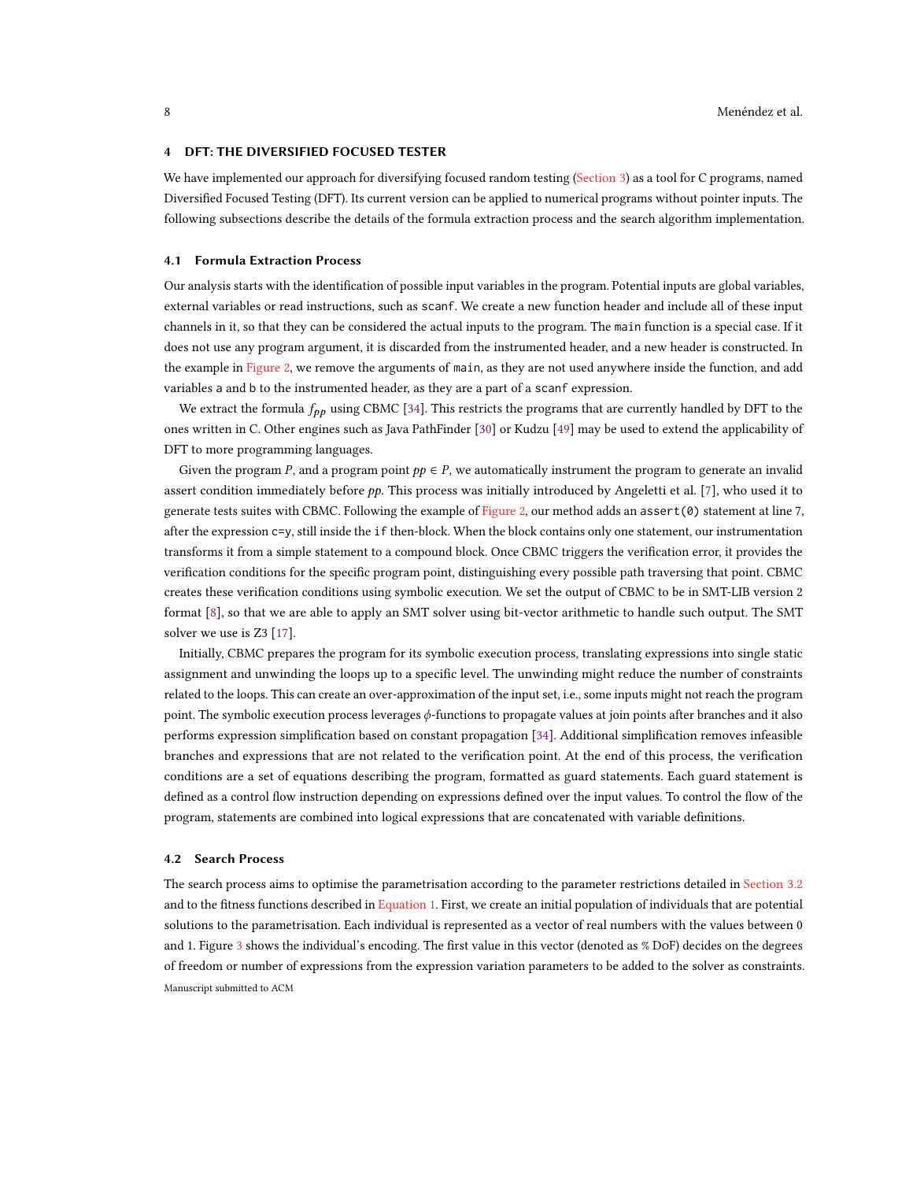## 4 DFT: THE DIVERSIFIED FOCUSED TESTER

We have implemented our approach for diversifying focused random testing (Section 3) as a tool for C programs, named Diversified Focused Testing (DFT). Its current version can be applied to numerical programs without pointer inputs. The following subsections describe the details of the formula extraction process and the search algorithm implementation.

### 4.1 Formula Extraction Process

Our analysis starts with the identification of possible input variables in the program. Potential inputs are global variables, external variables or read instructions, such as `scanf`. We create a new function header and include all of these input channels in it, so that they can be considered the actual inputs to the program. The `main` function is a special case. If it does not use any program argument, it is discarded from the instrumented header, and a new header is constructed. In the example in Figure 2, we remove the arguments of `main`, as they are not used anywhere inside the function, and add variables `a` and `b` to the instrumented header, as they are a part of a `scanf` expression.

We extract the formula $f_{pp}$ using CBMC [34]. This restricts the programs that are currently handled by DFT to the ones written in C. Other engines such as Java PathFinder [30] or Kudzu [49] may be used to extend the applicability of DFT to more programming languages.

Given the program $P$, and a program point $pp \in P$, we automatically instrument the program to generate an invalid assert condition immediately before $pp$. This process was initially introduced by Angeletti et al. [7], who used it to generate tests suites with CBMC. Following the example of Figure 2, our method adds an `assert(0)` statement at line 7, after the expression `c=y`, still inside the `if` then-block. When the block contains only one statement, our instrumentation transforms it from a simple statement to a compound block. Once CBMC triggers the verification error, it provides the verification conditions for the specific program point, distinguishing every possible path traversing that point. CBMC creates these verification conditions using symbolic execution. We set the output of CBMC to be in SMT-LIB version 2 format [8], so that we are able to apply an SMT solver using bit-vector arithmetic to handle such output. The SMT solver we use is Z3 [17].

Initially, CBMC prepares the program for its symbolic execution process, translating expressions into single static assignment and unwinding the loops up to a specific level. The unwinding might reduce the number of constraints related to the loops. This can create an over-approximation of the input set, i.e., some inputs might not reach the program point. The symbolic execution process leverages $\phi$-functions to propagate values at join points after branches and it also performs expression simplification based on constant propagation [34]. Additional simplification removes infeasible branches and expressions that are not related to the verification point. At the end of this process, the verification conditions are a set of equations describing the program, formatted as guard statements. Each guard statement is defined as a control flow instruction depending on expressions defined over the input values. To control the flow of the program, statements are combined into logical expressions that are concatenated with variable definitions.

### 4.2 Search Process

The search process aims to optimise the parametrisation according to the parameter restrictions detailed in Section 3.2 and to the fitness functions described in Equation 1. First, we create an initial population of individuals that are potential solutions to the parametrisation. Each individual is represented as a vector of real numbers with the values between 0 and 1. Figure 3 shows the individual's encoding. The first value in this vector (denoted as % DoF) decides on the degrees of freedom or number of expressions from the expression variation parameters to be added to the solver as constraints.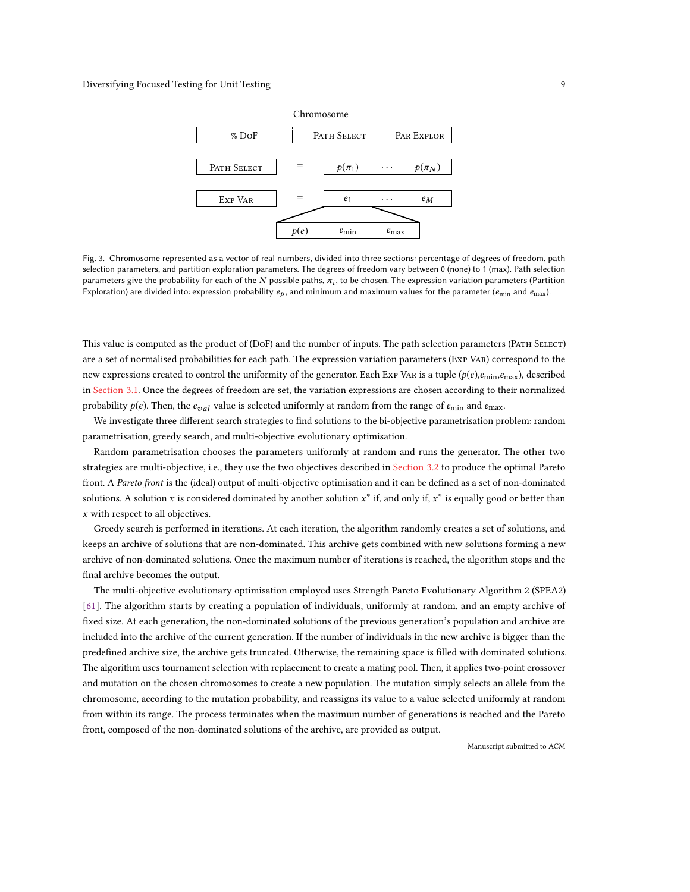Chromosome

| % DoF | Path Select | Par Explor |
|---|---|---|

Path Select = $p(\pi_1)$ | $\cdots$ | $p(\pi_N)$

Exp Var = $e_1$ | $\cdots$ | $e_M$

$p(e)$ | $e_{\min}$ | $e_{\max}$

Fig. 3. Chromosome represented as a vector of real numbers, divided into three sections: percentage of degrees of freedom, path selection parameters, and partition exploration parameters. The degrees of freedom vary between 0 (none) to 1 (max). Path selection parameters give the probability for each of the $N$ possible paths, $\pi_i$, to be chosen. The expression variation parameters (Partition Exploration) are divided into: expression probability $e_p$, and minimum and maximum values for the parameter ($e_{\min}$ and $e_{\max}$).

This value is computed as the product of (DoF) and the number of inputs. The path selection parameters (Path Select) are a set of normalised probabilities for each path. The expression variation parameters (Exp Var) correspond to the new expressions created to control the uniformity of the generator. Each Exp Var is a tuple ($p(e)$,$e_{\min}$,$e_{\max}$), described in Section 3.1. Once the degrees of freedom are set, the variation expressions are chosen according to their normalized probability $p(e)$. Then, the $e_{val}$ value is selected uniformly at random from the range of $e_{\min}$ and $e_{\max}$.

We investigate three different search strategies to find solutions to the bi-objective parametrisation problem: random parametrisation, greedy search, and multi-objective evolutionary optimisation.

Random parametrisation chooses the parameters uniformly at random and runs the generator. The other two strategies are multi-objective, i.e., they use the two objectives described in Section 3.2 to produce the optimal Pareto front. A *Pareto front* is the (ideal) output of multi-objective optimisation and it can be defined as a set of non-dominated solutions. A solution $x$ is considered dominated by another solution $x^*$ if, and only if, $x^*$ is equally good or better than $x$ with respect to all objectives.

Greedy search is performed in iterations. At each iteration, the algorithm randomly creates a set of solutions, and keeps an archive of solutions that are non-dominated. This archive gets combined with new solutions forming a new archive of non-dominated solutions. Once the maximum number of iterations is reached, the algorithm stops and the final archive becomes the output.

The multi-objective evolutionary optimisation employed uses Strength Pareto Evolutionary Algorithm 2 (SPEA2) [61]. The algorithm starts by creating a population of individuals, uniformly at random, and an empty archive of fixed size. At each generation, the non-dominated solutions of the previous generation's population and archive are included into the archive of the current generation. If the number of individuals in the new archive is bigger than the predefined archive size, the archive gets truncated. Otherwise, the remaining space is filled with dominated solutions. The algorithm uses tournament selection with replacement to create a mating pool. Then, it applies two-point crossover and mutation on the chosen chromosomes to create a new population. The mutation simply selects an allele from the chromosome, according to the mutation probability, and reassigns its value to a value selected uniformly at random from within its range. The process terminates when the maximum number of generations is reached and the Pareto front, composed of the non-dominated solutions of the archive, are provided as output.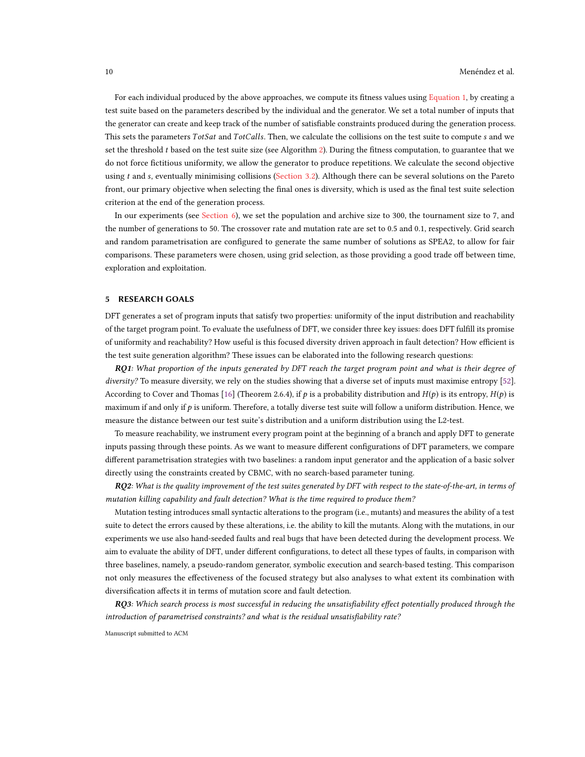For each individual produced by the above approaches, we compute its fitness values using Equation 1, by creating a test suite based on the parameters described by the individual and the generator. We set a total number of inputs that the generator can create and keep track of the number of satisfiable constraints produced during the generation process. This sets the parameters $TotSat$ and $TotCalls$. Then, we calculate the collisions on the test suite to compute $s$ and we set the threshold $t$ based on the test suite size (see Algorithm 2). During the fitness computation, to guarantee that we do not force fictitious uniformity, we allow the generator to produce repetitions. We calculate the second objective using $t$ and $s$, eventually minimising collisions (Section 3.2). Although there can be several solutions on the Pareto front, our primary objective when selecting the final ones is diversity, which is used as the final test suite selection criterion at the end of the generation process.

In our experiments (see Section 6), we set the population and archive size to 300, the tournament size to 7, and the number of generations to 50. The crossover rate and mutation rate are set to 0.5 and 0.1, respectively. Grid search and random parametrisation are configured to generate the same number of solutions as SPEA2, to allow for fair comparisons. These parameters were chosen, using grid selection, as those providing a good trade off between time, exploration and exploitation.

## 5 RESEARCH GOALS

DFT generates a set of program inputs that satisfy two properties: uniformity of the input distribution and reachability of the target program point. To evaluate the usefulness of DFT, we consider three key issues: does DFT fulfill its promise of uniformity and reachability? How useful is this focused diversity driven approach in fault detection? How efficient is the test suite generation algorithm? These issues can be elaborated into the following research questions:

***RQ1**: What proportion of the inputs generated by DFT reach the target program point and what is their degree of diversity?* To measure diversity, we rely on the studies showing that a diverse set of inputs must maximise entropy [52]. According to Cover and Thomas [16] (Theorem 2.6.4), if $p$ is a probability distribution and $H(p)$ is its entropy, $H(p)$ is maximum if and only if $p$ is uniform. Therefore, a totally diverse test suite will follow a uniform distribution. Hence, we measure the distance between our test suite's distribution and a uniform distribution using the L2-test.

To measure reachability, we instrument every program point at the beginning of a branch and apply DFT to generate inputs passing through these points. As we want to measure different configurations of DFT parameters, we compare different parametrisation strategies with two baselines: a random input generator and the application of a basic solver directly using the constraints created by CBMC, with no search-based parameter tuning.

***RQ2**: What is the quality improvement of the test suites generated by DFT with respect to the state-of-the-art, in terms of mutation killing capability and fault detection? What is the time required to produce them?*

Mutation testing introduces small syntactic alterations to the program (i.e., mutants) and measures the ability of a test suite to detect the errors caused by these alterations, i.e. the ability to kill the mutants. Along with the mutations, in our experiments we use also hand-seeded faults and real bugs that have been detected during the development process. We aim to evaluate the ability of DFT, under different configurations, to detect all these types of faults, in comparison with three baselines, namely, a pseudo-random generator, symbolic execution and search-based testing. This comparison not only measures the effectiveness of the focused strategy but also analyses to what extent its combination with diversification affects it in terms of mutation score and fault detection.

***RQ3**: Which search process is most successful in reducing the unsatisfiability effect potentially produced through the introduction of parametrised constraints? and what is the residual unsatisfiability rate?*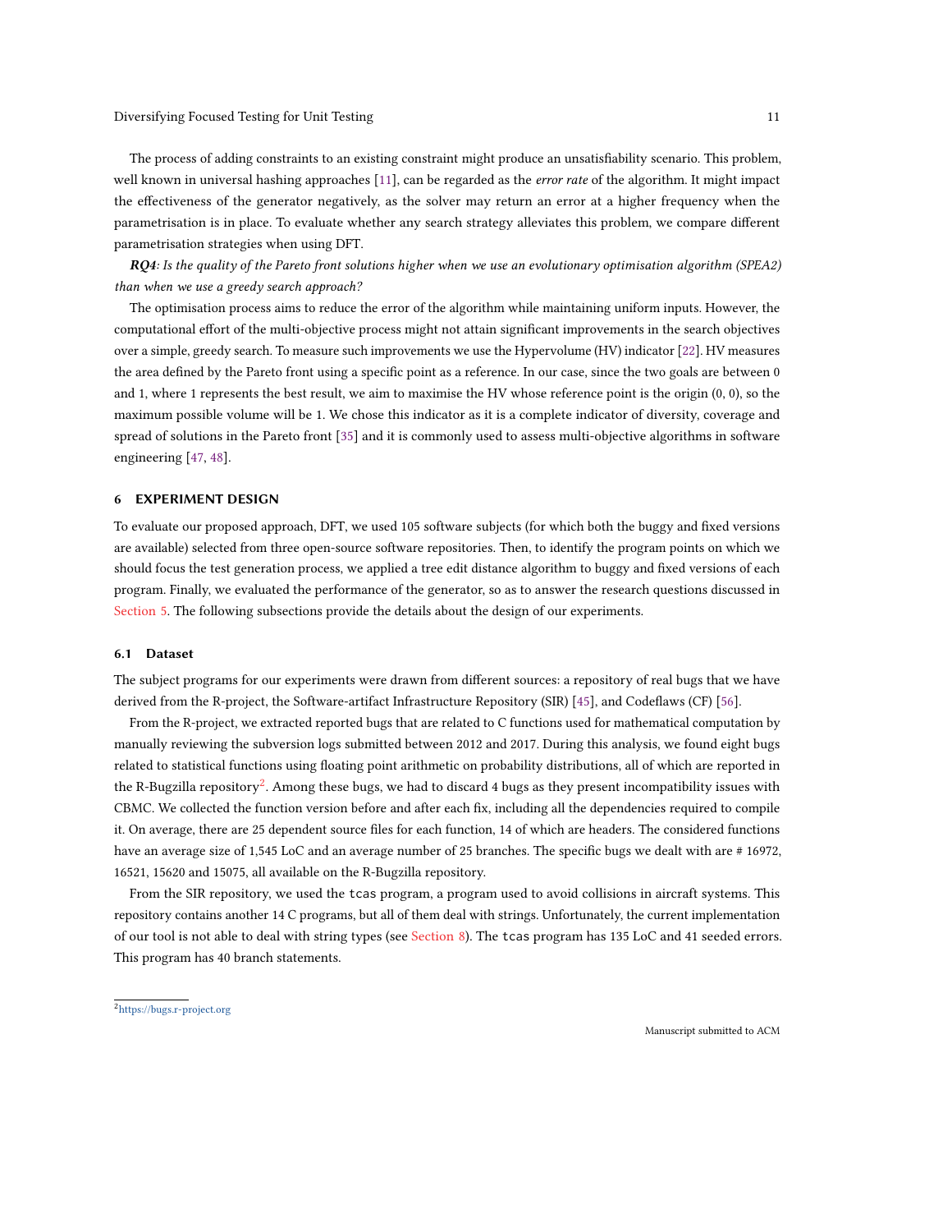The process of adding constraints to an existing constraint might produce an unsatisfiability scenario. This problem, well known in universal hashing approaches [11], can be regarded as the *error rate* of the algorithm. It might impact the effectiveness of the generator negatively, as the solver may return an error at a higher frequency when the parametrisation is in place. To evaluate whether any search strategy alleviates this problem, we compare different parametrisation strategies when using DFT.

***RQ4****: Is the quality of the Pareto front solutions higher when we use an evolutionary optimisation algorithm (SPEA2) than when we use a greedy search approach?*

The optimisation process aims to reduce the error of the algorithm while maintaining uniform inputs. However, the computational effort of the multi-objective process might not attain significant improvements in the search objectives over a simple, greedy search. To measure such improvements we use the Hypervolume (HV) indicator [22]. HV measures the area defined by the Pareto front using a specific point as a reference. In our case, since the two goals are between 0 and 1, where 1 represents the best result, we aim to maximise the HV whose reference point is the origin (0, 0), so the maximum possible volume will be 1. We chose this indicator as it is a complete indicator of diversity, coverage and spread of solutions in the Pareto front [35] and it is commonly used to assess multi-objective algorithms in software engineering [47, 48].

## 6 EXPERIMENT DESIGN

To evaluate our proposed approach, DFT, we used 105 software subjects (for which both the buggy and fixed versions are available) selected from three open-source software repositories. Then, to identify the program points on which we should focus the test generation process, we applied a tree edit distance algorithm to buggy and fixed versions of each program. Finally, we evaluated the performance of the generator, so as to answer the research questions discussed in Section 5. The following subsections provide the details about the design of our experiments.

### 6.1 Dataset

The subject programs for our experiments were drawn from different sources: a repository of real bugs that we have derived from the R-project, the Software-artifact Infrastructure Repository (SIR) [45], and Codeflaws (CF) [56].

From the R-project, we extracted reported bugs that are related to C functions used for mathematical computation by manually reviewing the subversion logs submitted between 2012 and 2017. During this analysis, we found eight bugs related to statistical functions using floating point arithmetic on probability distributions, all of which are reported in the R-Bugzilla repository[2]. Among these bugs, we had to discard 4 bugs as they present incompatibility issues with CBMC. We collected the function version before and after each fix, including all the dependencies required to compile it. On average, there are 25 dependent source files for each function, 14 of which are headers. The considered functions have an average size of 1,545 LoC and an average number of 25 branches. The specific bugs we dealt with are # 16972, 16521, 15620 and 15075, all available on the R-Bugzilla repository.

From the SIR repository, we used the `tcas` program, a program used to avoid collisions in aircraft systems. This repository contains another 14 C programs, but all of them deal with strings. Unfortunately, the current implementation of our tool is not able to deal with string types (see Section 8). The `tcas` program has 135 LoC and 41 seeded errors. This program has 40 branch statements.

[2] https://bugs.r-project.org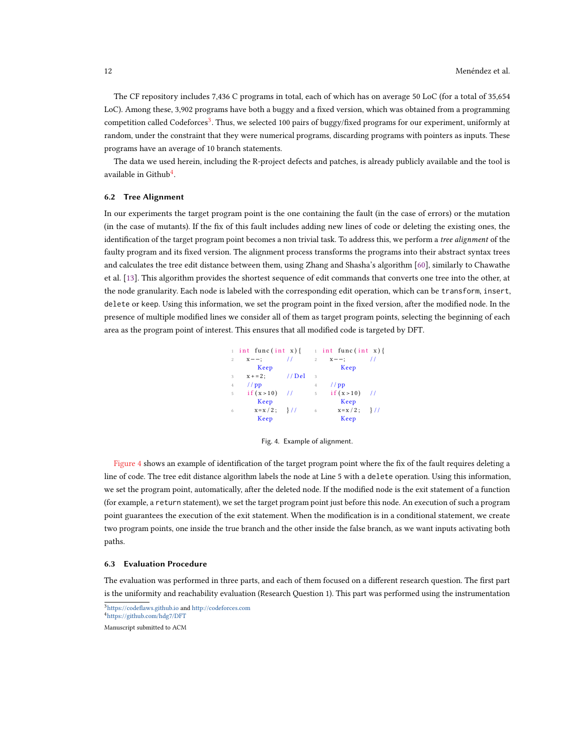The CF repository includes 7,436 C programs in total, each of which has on average 50 LoC (for a total of 35,654 LoC). Among these, 3,902 programs have both a buggy and a fixed version, which was obtained from a programming competition called Codeforces[3]. Thus, we selected 100 pairs of buggy/fixed programs for our experiment, uniformly at random, under the constraint that they were numerical programs, discarding programs with pointers as inputs. These programs have an average of 10 branch statements.

The data we used herein, including the R-project defects and patches, is already publicly available and the tool is available in Github[4].

### 6.2 Tree Alignment

In our experiments the target program point is the one containing the fault (in the case of errors) or the mutation (in the case of mutants). If the fix of this fault includes adding new lines of code or deleting the existing ones, the identification of the target program point becomes a non trivial task. To address this, we perform a *tree alignment* of the faulty program and its fixed version. The alignment process transforms the programs into their abstract syntax trees and calculates the tree edit distance between them, using Zhang and Shasha's algorithm [60], similarly to Chawathe et al. [13]. This algorithm provides the shortest sequence of edit commands that converts one tree into the other, at the node granularity. Each node is labeled with the corresponding edit operation, which can be `transform`, `insert`, `delete` or `keep`. Using this information, we set the program point in the fixed version, after the modified node. In the presence of multiple modified lines we consider all of them as target program points, selecting the beginning of each area as the program point of interest. This ensures that all modified code is targeted by DFT.

```
1 int func(int x){        1 int func(int x){
2   x--;       //Keep      2   x--;       //Keep
3   x+=2;      //Del       3
4   //pp                   4   //pp
5   if(x>10)   //Keep      5   if(x>10)   //Keep
6     x=x/2;   }//Keep     6     x=x/2;   }//Keep
```

Fig. 4. Example of alignment.

Figure 4 shows an example of identification of the target program point where the fix of the fault requires deleting a line of code. The tree edit distance algorithm labels the node at Line 5 with a `delete` operation. Using this information, we set the program point, automatically, after the deleted node. If the modified node is the exit statement of a function (for example, a `return` statement), we set the target program point just before this node. An execution of such a program point guarantees the execution of the exit statement. When the modification is in a conditional statement, we create two program points, one inside the true branch and the other inside the false branch, as we want inputs activating both paths.

### 6.3 Evaluation Procedure

The evaluation was performed in three parts, and each of them focused on a different research question. The first part is the uniformity and reachability evaluation (Research Question 1). This part was performed using the instrumentation

[3] https://codeflaws.github.io and http://codeforces.com

[4] https://github.com/hdg7/DFT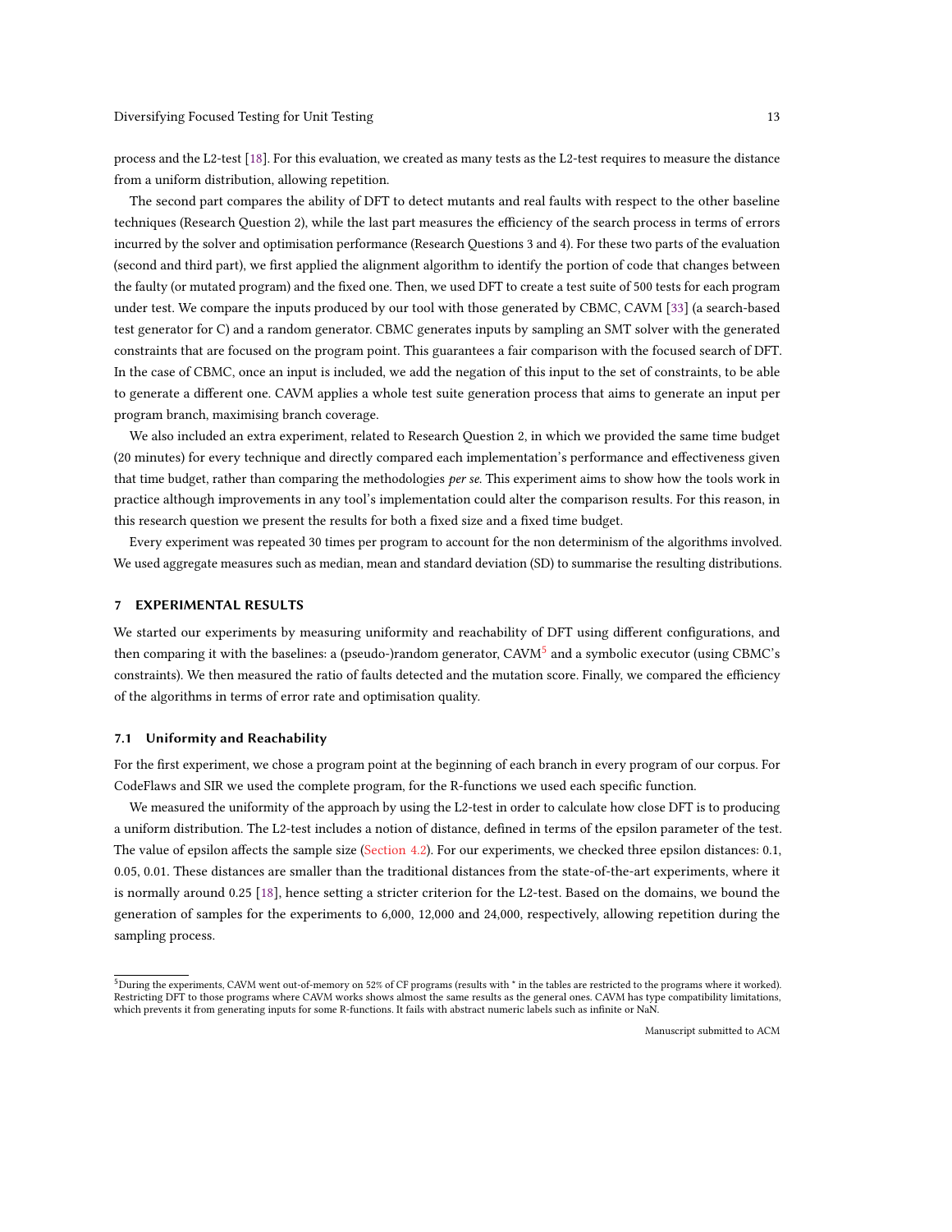process and the L2-test [18]. For this evaluation, we created as many tests as the L2-test requires to measure the distance from a uniform distribution, allowing repetition.

The second part compares the ability of DFT to detect mutants and real faults with respect to the other baseline techniques (Research Question 2), while the last part measures the efficiency of the search process in terms of errors incurred by the solver and optimisation performance (Research Questions 3 and 4). For these two parts of the evaluation (second and third part), we first applied the alignment algorithm to identify the portion of code that changes between the faulty (or mutated program) and the fixed one. Then, we used DFT to create a test suite of 500 tests for each program under test. We compare the inputs produced by our tool with those generated by CBMC, CAVM [33] (a search-based test generator for C) and a random generator. CBMC generates inputs by sampling an SMT solver with the generated constraints that are focused on the program point. This guarantees a fair comparison with the focused search of DFT. In the case of CBMC, once an input is included, we add the negation of this input to the set of constraints, to be able to generate a different one. CAVM applies a whole test suite generation process that aims to generate an input per program branch, maximising branch coverage.

We also included an extra experiment, related to Research Question 2, in which we provided the same time budget (20 minutes) for every technique and directly compared each implementation's performance and effectiveness given that time budget, rather than comparing the methodologies *per se*. This experiment aims to show how the tools work in practice although improvements in any tool's implementation could alter the comparison results. For this reason, in this research question we present the results for both a fixed size and a fixed time budget.

Every experiment was repeated 30 times per program to account for the non determinism of the algorithms involved. We used aggregate measures such as median, mean and standard deviation (SD) to summarise the resulting distributions.

## 7 EXPERIMENTAL RESULTS

We started our experiments by measuring uniformity and reachability of DFT using different configurations, and then comparing it with the baselines: a (pseudo-)random generator, CAVM[5] and a symbolic executor (using CBMC's constraints). We then measured the ratio of faults detected and the mutation score. Finally, we compared the efficiency of the algorithms in terms of error rate and optimisation quality.

### 7.1 Uniformity and Reachability

For the first experiment, we chose a program point at the beginning of each branch in every program of our corpus. For CodeFlaws and SIR we used the complete program, for the R-functions we used each specific function.

We measured the uniformity of the approach by using the L2-test in order to calculate how close DFT is to producing a uniform distribution. The L2-test includes a notion of distance, defined in terms of the epsilon parameter of the test. The value of epsilon affects the sample size (Section 4.2). For our experiments, we checked three epsilon distances: 0.1, 0.05, 0.01. These distances are smaller than the traditional distances from the state-of-the-art experiments, where it is normally around 0.25 [18], hence setting a stricter criterion for the L2-test. Based on the domains, we bound the generation of samples for the experiments to 6,000, 12,000 and 24,000, respectively, allowing repetition during the sampling process.

[5] During the experiments, CAVM went out-of-memory on 52% of CF programs (results with * in the tables are restricted to the programs where it worked). Restricting DFT to those programs where CAVM works shows almost the same results as the general ones. CAVM has type compatibility limitations, which prevents it from generating inputs for some R-functions. It fails with abstract numeric labels such as infinite or NaN.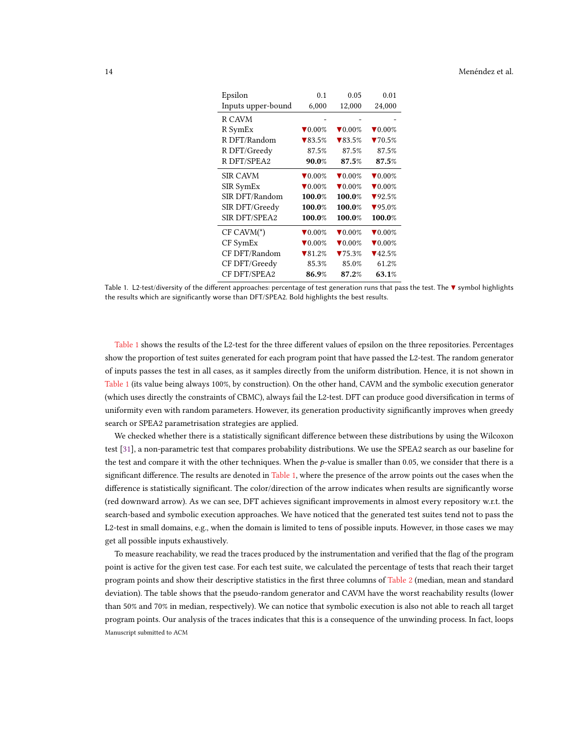| Epsilon | 0.1 | 0.05 | 0.01 |
|---|---|---|---|
| Inputs upper-bound | 6,000 | 12,000 | 24,000 |
| R CAVM | - | - | - |
| R SymEx | ▼0.00% | ▼0.00% | ▼0.00% |
| R DFT/Random | ▼83.5% | ▼83.5% | ▼70.5% |
| R DFT/Greedy | 87.5% | 87.5% | 87.5% |
| R DFT/SPEA2 | **90.0%** | **87.5%** | **87.5%** |
| SIR CAVM | ▼0.00% | ▼0.00% | ▼0.00% |
| SIR SymEx | ▼0.00% | ▼0.00% | ▼0.00% |
| SIR DFT/Random | **100.0%** | **100.0%** | ▼92.5% |
| SIR DFT/Greedy | **100.0%** | **100.0%** | ▼95.0% |
| SIR DFT/SPEA2 | **100.0%** | **100.0%** | **100.0%** |
| CF CAVM(*) | ▼0.00% | ▼0.00% | ▼0.00% |
| CF SymEx | ▼0.00% | ▼0.00% | ▼0.00% |
| CF DFT/Random | ▼81.2% | ▼75.3% | ▼42.5% |
| CF DFT/Greedy | 85.3% | 85.0% | 61.2% |
| CF DFT/SPEA2 | **86.9%** | **87.2%** | **63.1%** |

Table 1. L2-test/diversity of the different approaches: percentage of test generation runs that pass the test. The ▼ symbol highlights the results which are significantly worse than DFT/SPEA2. Bold highlights the best results.

Table 1 shows the results of the L2-test for the three different values of epsilon on the three repositories. Percentages show the proportion of test suites generated for each program point that have passed the L2-test. The random generator of inputs passes the test in all cases, as it samples directly from the uniform distribution. Hence, it is not shown in Table 1 (its value being always 100%, by construction). On the other hand, CAVM and the symbolic execution generator (which uses directly the constraints of CBMC), always fail the L2-test. DFT can produce good diversification in terms of uniformity even with random parameters. However, its generation productivity significantly improves when greedy search or SPEA2 parametrisation strategies are applied.

We checked whether there is a statistically significant difference between these distributions by using the Wilcoxon test [31], a non-parametric test that compares probability distributions. We use the SPEA2 search as our baseline for the test and compare it with the other techniques. When the $p$-value is smaller than 0.05, we consider that there is a significant difference. The results are denoted in Table 1, where the presence of the arrow points out the cases when the difference is statistically significant. The color/direction of the arrow indicates when results are significantly worse (red downward arrow). As we can see, DFT achieves significant improvements in almost every repository w.r.t. the search-based and symbolic execution approaches. We have noticed that the generated test suites tend not to pass the L2-test in small domains, e.g., when the domain is limited to tens of possible inputs. However, in those cases we may get all possible inputs exhaustively.

To measure reachability, we read the traces produced by the instrumentation and verified that the flag of the program point is active for the given test case. For each test suite, we calculated the percentage of tests that reach their target program points and show their descriptive statistics in the first three columns of Table 2 (median, mean and standard deviation). The table shows that the pseudo-random generator and CAVM have the worst reachability results (lower than 50% and 70% in median, respectively). We can notice that symbolic execution is also not able to reach all target program points. Our analysis of the traces indicates that this is a consequence of the unwinding process. In fact, loops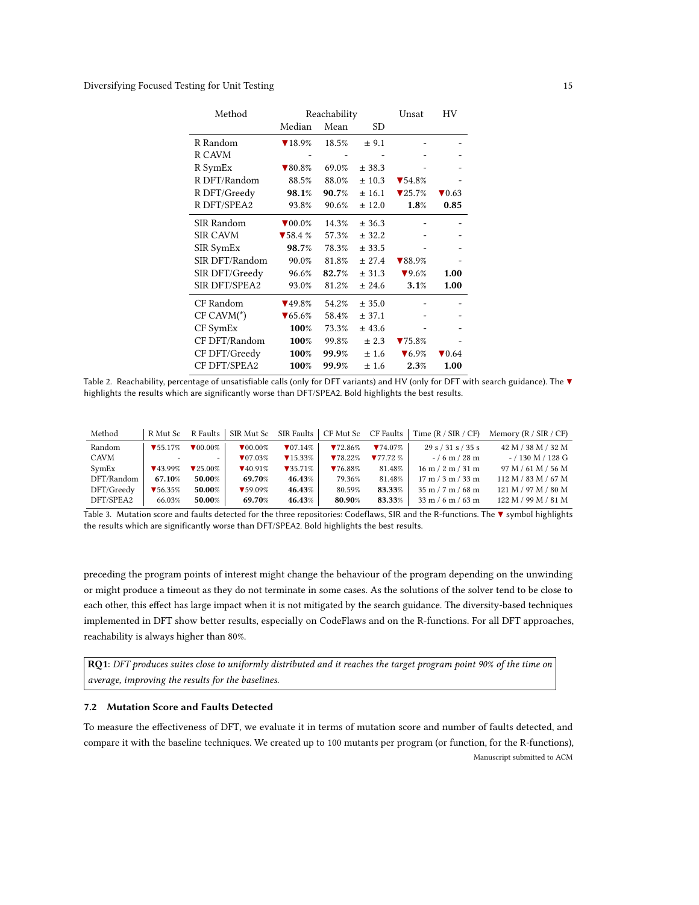| Method | Reachability | | | Unsat | HV |
|---|---|---|---|---|---|
| | Median | Mean | SD | | |
| R Random | ▼18.9% | 18.5% | ± 9.1 | - | - |
| R CAVM | - | - | - | - | - |
| R SymEx | ▼80.8% | 69.0% | ± 38.3 | - | - |
| R DFT/Random | 88.5% | 88.0% | ± 10.3 | ▼54.8% | - |
| R DFT/Greedy | **98.1**% | **90.7**% | ± 16.1 | ▼25.7% | ▼0.63 |
| R DFT/SPEA2 | 93.8% | 90.6% | ± 12.0 | **1.8**% | **0.85** |
| SIR Random | ▼00.0% | 14.3% | ± 36.3 | - | - |
| SIR CAVM | ▼58.4 % | 57.3% | ± 32.2 | - | - |
| SIR SymEx | **98.7**% | 78.3% | ± 33.5 | - | - |
| SIR DFT/Random | 90.0% | 81.8% | ± 27.4 | ▼88.9% | - |
| SIR DFT/Greedy | 96.6% | **82.7**% | ± 31.3 | ▼9.6% | **1.00** |
| SIR DFT/SPEA2 | 93.0% | 81.2% | ± 24.6 | **3.1**% | **1.00** |
| CF Random | ▼49.8% | 54.2% | ± 35.0 | - | - |
| CF CAVM(*) | ▼65.6% | 58.4% | ± 37.1 | - | - |
| CF SymEx | **100**% | 73.3% | ± 43.6 | - | - |
| CF DFT/Random | **100**% | 99.8% | ± 2.3 | ▼75.8% | - |
| CF DFT/Greedy | **100**% | **99.9**% | ± 1.6 | ▼6.9% | ▼0.64 |
| CF DFT/SPEA2 | **100**% | **99.9**% | ± 1.6 | **2.3**% | **1.00** |

Table 2. Reachability, percentage of unsatisfiable calls (only for DFT variants) and HV (only for DFT with search guidance). The ▼ highlights the results which are significantly worse than DFT/SPEA2. Bold highlights the best results.

| Method | R Mut Sc | R Faults | SIR Mut Sc | SIR Faults | CF Mut Sc | CF Faults | Time (R / SIR / CF) | Memory (R / SIR / CF) |
|---|---|---|---|---|---|---|---|---|
| Random | ▼55.17% | ▼00.00% | ▼00.00% | ▼07.14% | ▼72.86% | ▼74.07% | 29 s / 31 s / 35 s | 42 M / 38 M / 32 M |
| CAVM | - | - | ▼07.03% | ▼15.33% | ▼78.22% | ▼77.72 % | - / 6 m / 28 m | - / 130 M / 128 G |
| SymEx | ▼43.99% | ▼25.00% | ▼40.91% | ▼35.71% | ▼76.88% | 81.48% | 16 m / 2 m / 31 m | 97 M / 61 M / 56 M |
| DFT/Random | **67.10**% | **50.00**% | **69.70**% | **46.43**% | 79.36% | 81.48% | 17 m / 3 m / 33 m | 112 M / 83 M / 67 M |
| DFT/Greedy | ▼56.35% | **50.00**% | ▼59.09% | **46.43**% | 80.59% | **83.33**% | 35 m / 7 m / 68 m | 121 M / 97 M / 80 M |
| DFT/SPEA2 | 66.03% | **50.00**% | **69.70**% | **46.43**% | **80.90**% | **83.33**% | 33 m / 6 m / 63 m | 122 M / 99 M / 81 M |

Table 3. Mutation score and faults detected for the three repositories: Codeflaws, SIR and the R-functions. The ▼ symbol highlights the results which are significantly worse than DFT/SPEA2. Bold highlights the best results.

preceding the program points of interest might change the behaviour of the program depending on the unwinding or might produce a timeout as they do not terminate in some cases. As the solutions of the solver tend to be close to each other, this effect has large impact when it is not mitigated by the search guidance. The diversity-based techniques implemented in DFT show better results, especially on CodeFlaws and on the R-functions. For all DFT approaches, reachability is always higher than 80%.

> **RQ1**: *DFT produces suites close to uniformly distributed and it reaches the target program point 90% of the time on average, improving the results for the baselines.*

### 7.2 Mutation Score and Faults Detected

To measure the effectiveness of DFT, we evaluate it in terms of mutation score and number of faults detected, and compare it with the baseline techniques. We created up to 100 mutants per program (or function, for the R-functions),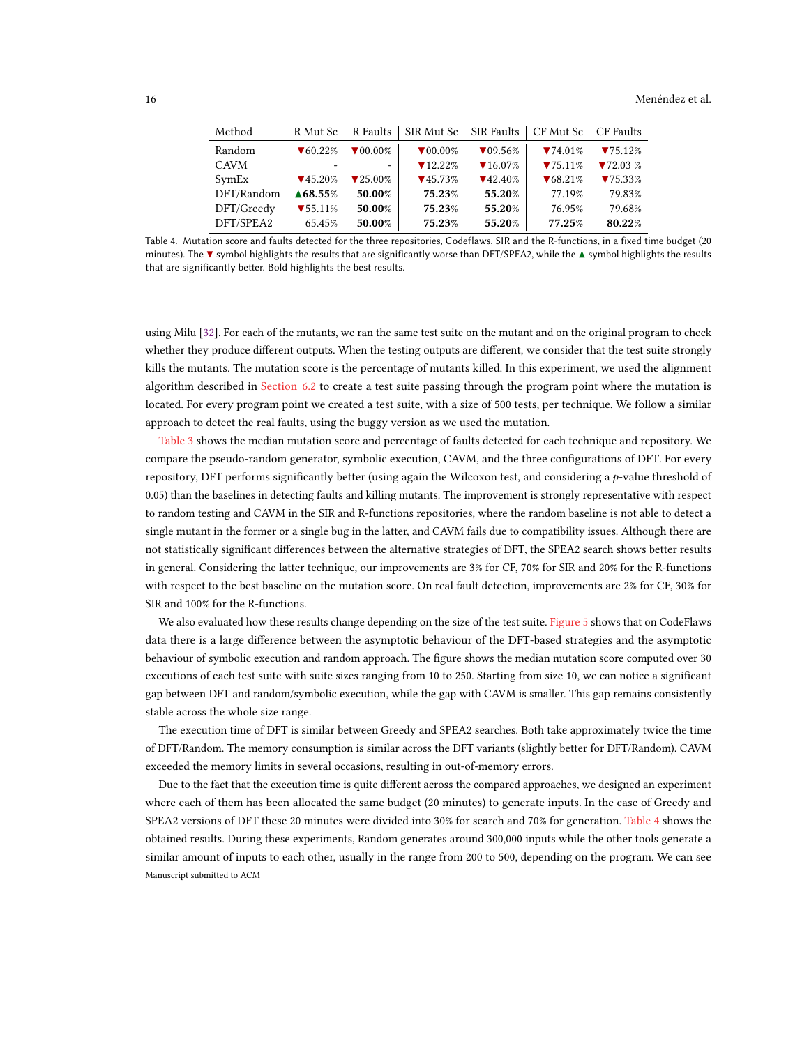| Method | R Mut Sc | R Faults | SIR Mut Sc | SIR Faults | CF Mut Sc | CF Faults |
|---|---|---|---|---|---|---|
| Random | ▼60.22% | ▼00.00% | ▼00.00% | ▼09.56% | ▼74.01% | ▼75.12% |
| CAVM | - | - | ▼12.22% | ▼16.07% | ▼75.11% | ▼72.03 % |
| SymEx | ▼45.20% | ▼25.00% | ▼45.73% | ▼42.40% | ▼68.21% | ▼75.33% |
| DFT/Random | ▲**68.55**% | **50.00**% | **75.23**% | **55.20**% | 77.19% | 79.83% |
| DFT/Greedy | ▼55.11% | **50.00**% | **75.23**% | **55.20**% | 76.95% | 79.68% |
| DFT/SPEA2 | 65.45% | **50.00**% | **75.23**% | **55.20**% | **77.25**% | **80.22**% |

Table 4. Mutation score and faults detected for the three repositories, Codeflaws, SIR and the R-functions, in a fixed time budget (20 minutes). The ▼ symbol highlights the results that are significantly worse than DFT/SPEA2, while the ▲ symbol highlights the results that are significantly better. Bold highlights the best results.

using Milu [32]. For each of the mutants, we ran the same test suite on the mutant and on the original program to check whether they produce different outputs. When the testing outputs are different, we consider that the test suite strongly kills the mutants. The mutation score is the percentage of mutants killed. In this experiment, we used the alignment algorithm described in Section 6.2 to create a test suite passing through the program point where the mutation is located. For every program point we created a test suite, with a size of 500 tests, per technique. We follow a similar approach to detect the real faults, using the buggy version as we used the mutation.

Table 3 shows the median mutation score and percentage of faults detected for each technique and repository. We compare the pseudo-random generator, symbolic execution, CAVM, and the three configurations of DFT. For every repository, DFT performs significantly better (using again the Wilcoxon test, and considering a $p$-value threshold of 0.05) than the baselines in detecting faults and killing mutants. The improvement is strongly representative with respect to random testing and CAVM in the SIR and R-functions repositories, where the random baseline is not able to detect a single mutant in the former or a single bug in the latter, and CAVM fails due to compatibility issues. Although there are not statistically significant differences between the alternative strategies of DFT, the SPEA2 search shows better results in general. Considering the latter technique, our improvements are 3% for CF, 70% for SIR and 20% for the R-functions with respect to the best baseline on the mutation score. On real fault detection, improvements are 2% for CF, 30% for SIR and 100% for the R-functions.

We also evaluated how these results change depending on the size of the test suite. Figure 5 shows that on CodeFlaws data there is a large difference between the asymptotic behaviour of the DFT-based strategies and the asymptotic behaviour of symbolic execution and random approach. The figure shows the median mutation score computed over 30 executions of each test suite with suite sizes ranging from 10 to 250. Starting from size 10, we can notice a significant gap between DFT and random/symbolic execution, while the gap with CAVM is smaller. This gap remains consistently stable across the whole size range.

The execution time of DFT is similar between Greedy and SPEA2 searches. Both take approximately twice the time of DFT/Random. The memory consumption is similar across the DFT variants (slightly better for DFT/Random). CAVM exceeded the memory limits in several occasions, resulting in out-of-memory errors.

Due to the fact that the execution time is quite different across the compared approaches, we designed an experiment where each of them has been allocated the same budget (20 minutes) to generate inputs. In the case of Greedy and SPEA2 versions of DFT these 20 minutes were divided into 30% for search and 70% for generation. Table 4 shows the obtained results. During these experiments, Random generates around 300,000 inputs while the other tools generate a similar amount of inputs to each other, usually in the range from 200 to 500, depending on the program. We can see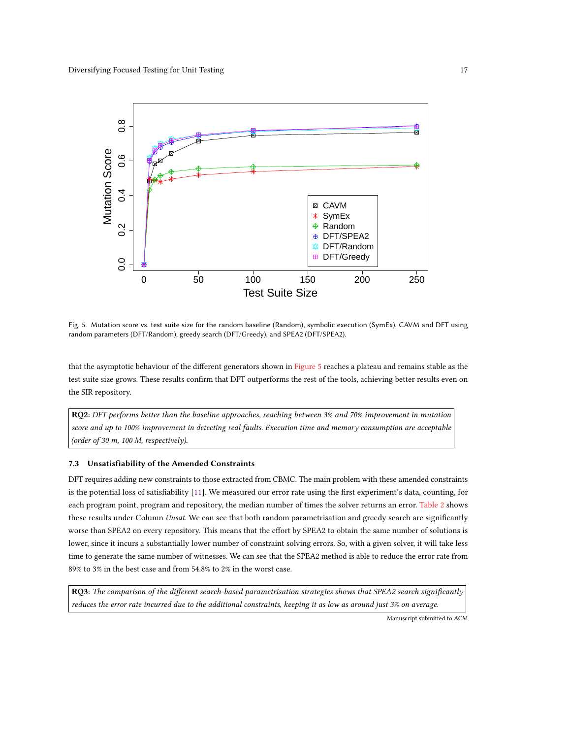Fig. 5. Mutation score vs. test suite size for the random baseline (Random), symbolic execution (SymEx), CAVM and DFT using random parameters (DFT/Random), greedy search (DFT/Greedy), and SPEA2 (DFT/SPEA2).

that the asymptotic behaviour of the different generators shown in Figure 5 reaches a plateau and remains stable as the test suite size grows. These results confirm that DFT outperforms the rest of the tools, achieving better results even on the SIR repository.

> **RQ2**: *DFT performs better than the baseline approaches, reaching between 3% and 70% improvement in mutation score and up to 100% improvement in detecting real faults. Execution time and memory consumption are acceptable (order of 30 m, 100 M, respectively).*

### 7.3 Unsatisfiability of the Amended Constraints

DFT requires adding new constraints to those extracted from CBMC. The main problem with these amended constraints is the potential loss of satisfiability [11]. We measured our error rate using the first experiment's data, counting, for each program point, program and repository, the median number of times the solver returns an error. Table 2 shows these results under Column *Unsat*. We can see that both random parametrisation and greedy search are significantly worse than SPEA2 on every repository. This means that the effort by SPEA2 to obtain the same number of solutions is lower, since it incurs a substantially lower number of constraint solving errors. So, with a given solver, it will take less time to generate the same number of witnesses. We can see that the SPEA2 method is able to reduce the error rate from 89% to 3% in the best case and from 54.8% to 2% in the worst case.

> **RQ3**: *The comparison of the different search-based parametrisation strategies shows that SPEA2 search significantly reduces the error rate incurred due to the additional constraints, keeping it as low as around just 3% on average.*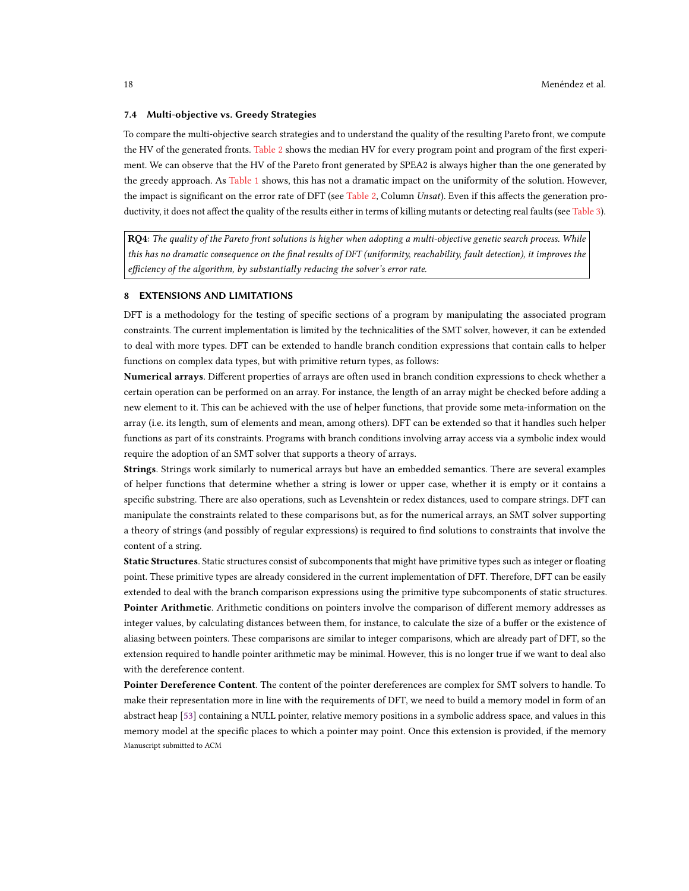### 7.4 Multi-objective vs. Greedy Strategies

To compare the multi-objective search strategies and to understand the quality of the resulting Pareto front, we compute the HV of the generated fronts. Table 2 shows the median HV for every program point and program of the first experiment. We can observe that the HV of the Pareto front generated by SPEA2 is always higher than the one generated by the greedy approach. As Table 1 shows, this has not a dramatic impact on the uniformity of the solution. However, the impact is significant on the error rate of DFT (see Table 2, Column *Unsat*). Even if this affects the generation productivity, it does not affect the quality of the results either in terms of killing mutants or detecting real faults (see Table 3).

> **RQ4**: *The quality of the Pareto front solutions is higher when adopting a multi-objective genetic search process. While this has no dramatic consequence on the final results of DFT (uniformity, reachability, fault detection), it improves the efficiency of the algorithm, by substantially reducing the solver's error rate.*

## 8 EXTENSIONS AND LIMITATIONS

DFT is a methodology for the testing of specific sections of a program by manipulating the associated program constraints. The current implementation is limited by the technicalities of the SMT solver, however, it can be extended to deal with more types. DFT can be extended to handle branch condition expressions that contain calls to helper functions on complex data types, but with primitive return types, as follows:

**Numerical arrays**. Different properties of arrays are often used in branch condition expressions to check whether a certain operation can be performed on an array. For instance, the length of an array might be checked before adding a new element to it. This can be achieved with the use of helper functions, that provide some meta-information on the array (i.e. its length, sum of elements and mean, among others). DFT can be extended so that it handles such helper functions as part of its constraints. Programs with branch conditions involving array access via a symbolic index would require the adoption of an SMT solver that supports a theory of arrays.

**Strings**. Strings work similarly to numerical arrays but have an embedded semantics. There are several examples of helper functions that determine whether a string is lower or upper case, whether it is empty or it contains a specific substring. There are also operations, such as Levenshtein or redex distances, used to compare strings. DFT can manipulate the constraints related to these comparisons but, as for the numerical arrays, an SMT solver supporting a theory of strings (and possibly of regular expressions) is required to find solutions to constraints that involve the content of a string.

**Static Structures**. Static structures consist of subcomponents that might have primitive types such as integer or floating point. These primitive types are already considered in the current implementation of DFT. Therefore, DFT can be easily extended to deal with the branch comparison expressions using the primitive type subcomponents of static structures.

**Pointer Arithmetic**. Arithmetic conditions on pointers involve the comparison of different memory addresses as integer values, by calculating distances between them, for instance, to calculate the size of a buffer or the existence of aliasing between pointers. These comparisons are similar to integer comparisons, which are already part of DFT, so the extension required to handle pointer arithmetic may be minimal. However, this is no longer true if we want to deal also with the dereference content.

**Pointer Dereference Content**. The content of the pointer dereferences are complex for SMT solvers to handle. To make their representation more in line with the requirements of DFT, we need to build a memory model in form of an abstract heap [53] containing a NULL pointer, relative memory positions in a symbolic address space, and values in this memory model at the specific places to which a pointer may point. Once this extension is provided, if the memory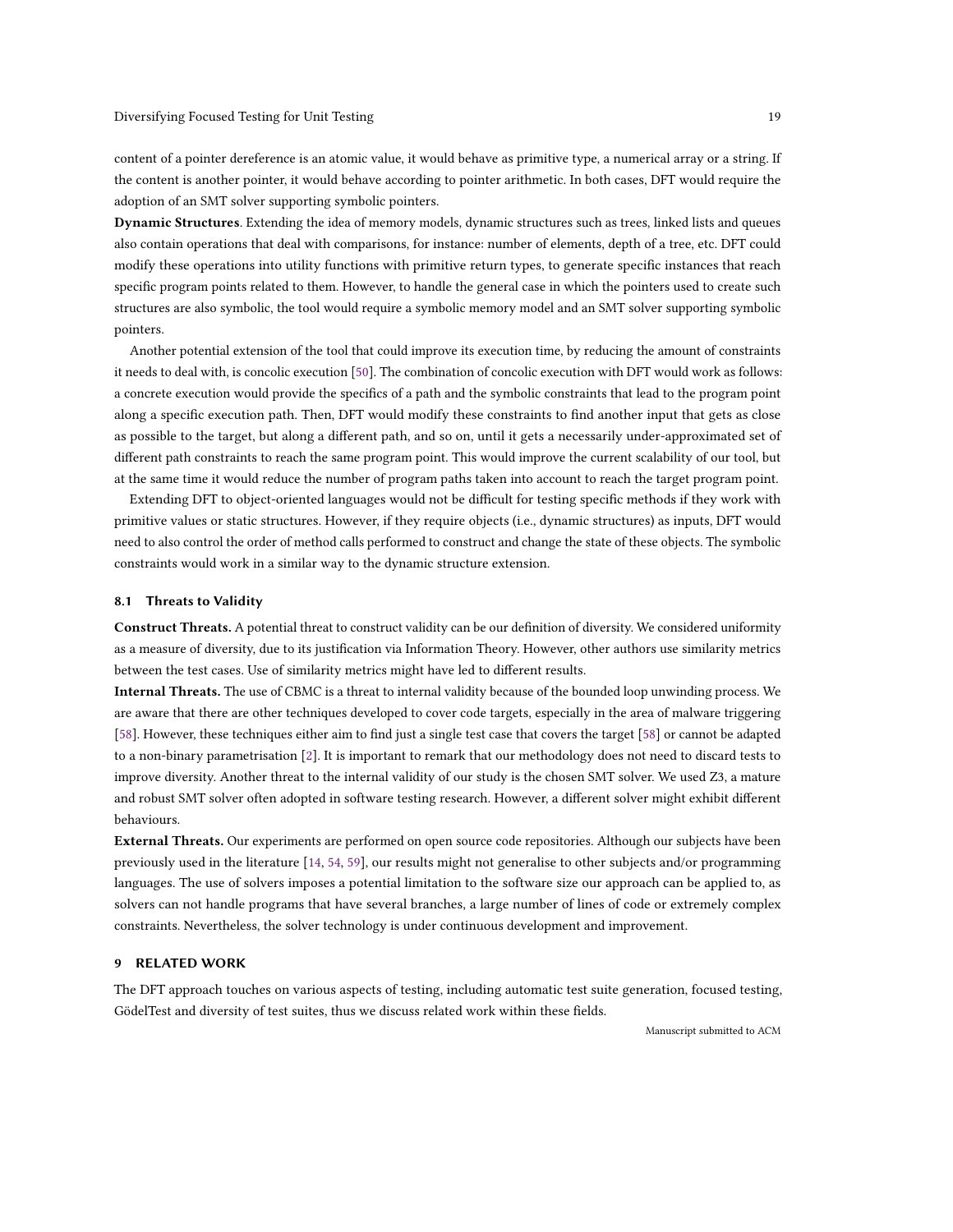content of a pointer dereference is an atomic value, it would behave as primitive type, a numerical array or a string. If the content is another pointer, it would behave according to pointer arithmetic. In both cases, DFT would require the adoption of an SMT solver supporting symbolic pointers.

**Dynamic Structures**. Extending the idea of memory models, dynamic structures such as trees, linked lists and queues also contain operations that deal with comparisons, for instance: number of elements, depth of a tree, etc. DFT could modify these operations into utility functions with primitive return types, to generate specific instances that reach specific program points related to them. However, to handle the general case in which the pointers used to create such structures are also symbolic, the tool would require a symbolic memory model and an SMT solver supporting symbolic pointers.

Another potential extension of the tool that could improve its execution time, by reducing the amount of constraints it needs to deal with, is concolic execution [50]. The combination of concolic execution with DFT would work as follows: a concrete execution would provide the specifics of a path and the symbolic constraints that lead to the program point along a specific execution path. Then, DFT would modify these constraints to find another input that gets as close as possible to the target, but along a different path, and so on, until it gets a necessarily under-approximated set of different path constraints to reach the same program point. This would improve the current scalability of our tool, but at the same time it would reduce the number of program paths taken into account to reach the target program point.

Extending DFT to object-oriented languages would not be difficult for testing specific methods if they work with primitive values or static structures. However, if they require objects (i.e., dynamic structures) as inputs, DFT would need to also control the order of method calls performed to construct and change the state of these objects. The symbolic constraints would work in a similar way to the dynamic structure extension.

### 8.1 Threats to Validity

**Construct Threats.** A potential threat to construct validity can be our definition of diversity. We considered uniformity as a measure of diversity, due to its justification via Information Theory. However, other authors use similarity metrics between the test cases. Use of similarity metrics might have led to different results.

**Internal Threats.** The use of CBMC is a threat to internal validity because of the bounded loop unwinding process. We are aware that there are other techniques developed to cover code targets, especially in the area of malware triggering [58]. However, these techniques either aim to find just a single test case that covers the target [58] or cannot be adapted to a non-binary parametrisation [2]. It is important to remark that our methodology does not need to discard tests to improve diversity. Another threat to the internal validity of our study is the chosen SMT solver. We used Z3, a mature and robust SMT solver often adopted in software testing research. However, a different solver might exhibit different behaviours.

**External Threats.** Our experiments are performed on open source code repositories. Although our subjects have been previously used in the literature [14, 54, 59], our results might not generalise to other subjects and/or programming languages. The use of solvers imposes a potential limitation to the software size our approach can be applied to, as solvers can not handle programs that have several branches, a large number of lines of code or extremely complex constraints. Nevertheless, the solver technology is under continuous development and improvement.

## 9 RELATED WORK

The DFT approach touches on various aspects of testing, including automatic test suite generation, focused testing, GödelTest and diversity of test suites, thus we discuss related work within these fields.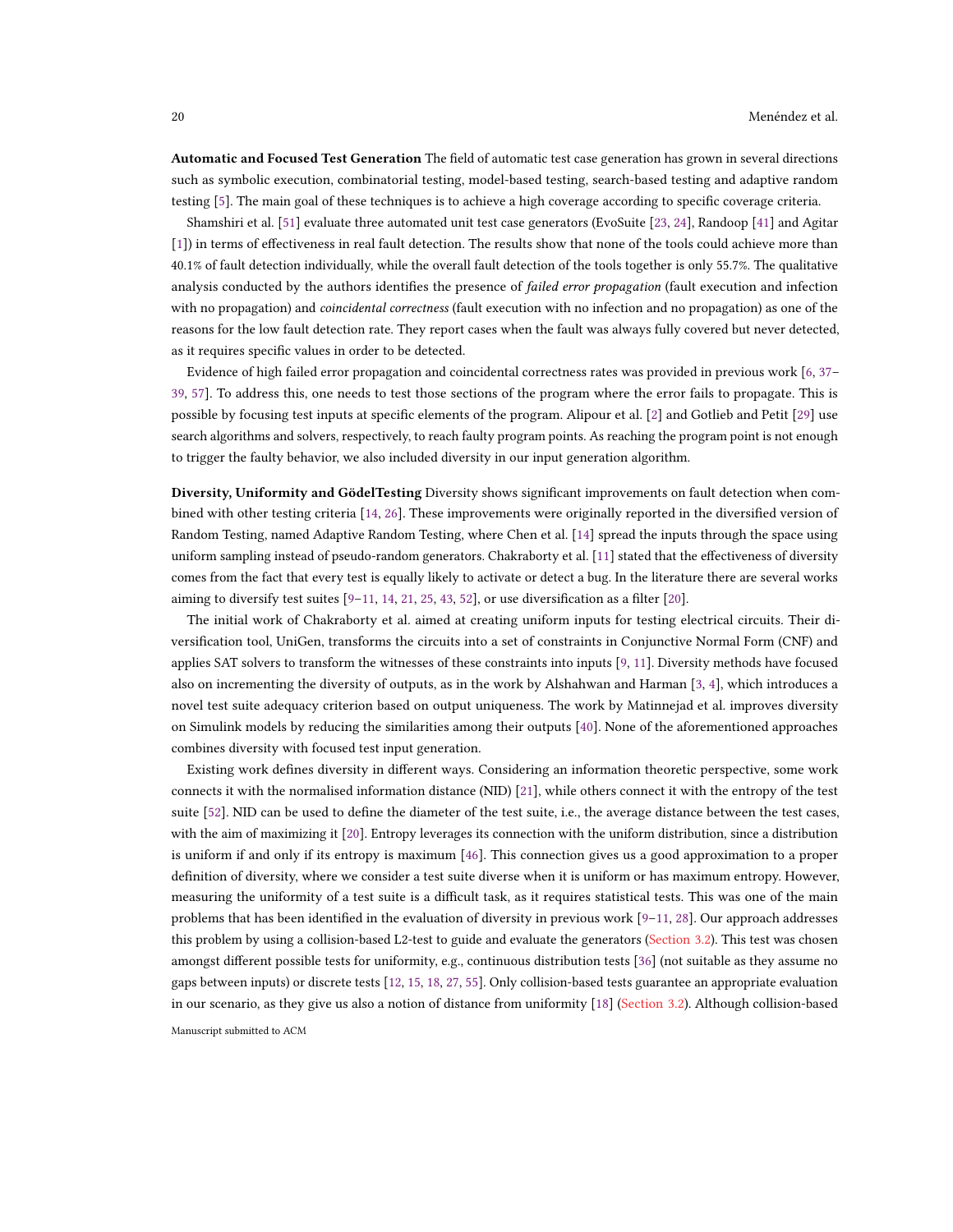**Automatic and Focused Test Generation** The field of automatic test case generation has grown in several directions such as symbolic execution, combinatorial testing, model-based testing, search-based testing and adaptive random testing [5]. The main goal of these techniques is to achieve a high coverage according to specific coverage criteria.

Shamshiri et al. [51] evaluate three automated unit test case generators (EvoSuite [23, 24], Randoop [41] and Agitar [1]) in terms of effectiveness in real fault detection. The results show that none of the tools could achieve more than 40.1% of fault detection individually, while the overall fault detection of the tools together is only 55.7%. The qualitative analysis conducted by the authors identifies the presence of *failed error propagation* (fault execution and infection with no propagation) and *coincidental correctness* (fault execution with no infection and no propagation) as one of the reasons for the low fault detection rate. They report cases when the fault was always fully covered but never detected, as it requires specific values in order to be detected.

Evidence of high failed error propagation and coincidental correctness rates was provided in previous work [6, 37–39, 57]. To address this, one needs to test those sections of the program where the error fails to propagate. This is possible by focusing test inputs at specific elements of the program. Alipour et al. [2] and Gotlieb and Petit [29] use search algorithms and solvers, respectively, to reach faulty program points. As reaching the program point is not enough to trigger the faulty behavior, we also included diversity in our input generation algorithm.

**Diversity, Uniformity and GödelTesting** Diversity shows significant improvements on fault detection when combined with other testing criteria [14, 26]. These improvements were originally reported in the diversified version of Random Testing, named Adaptive Random Testing, where Chen et al. [14] spread the inputs through the space using uniform sampling instead of pseudo-random generators. Chakraborty et al. [11] stated that the effectiveness of diversity comes from the fact that every test is equally likely to activate or detect a bug. In the literature there are several works aiming to diversify test suites [9–11, 14, 21, 25, 43, 52], or use diversification as a filter [20].

The initial work of Chakraborty et al. aimed at creating uniform inputs for testing electrical circuits. Their diversification tool, UniGen, transforms the circuits into a set of constraints in Conjunctive Normal Form (CNF) and applies SAT solvers to transform the witnesses of these constraints into inputs [9, 11]. Diversity methods have focused also on incrementing the diversity of outputs, as in the work by Alshahwan and Harman [3, 4], which introduces a novel test suite adequacy criterion based on output uniqueness. The work by Matinnejad et al. improves diversity on Simulink models by reducing the similarities among their outputs [40]. None of the aforementioned approaches combines diversity with focused test input generation.

Existing work defines diversity in different ways. Considering an information theoretic perspective, some work connects it with the normalised information distance (NID) [21], while others connect it with the entropy of the test suite [52]. NID can be used to define the diameter of the test suite, i.e., the average distance between the test cases, with the aim of maximizing it [20]. Entropy leverages its connection with the uniform distribution, since a distribution is uniform if and only if its entropy is maximum [46]. This connection gives us a good approximation to a proper definition of diversity, where we consider a test suite diverse when it is uniform or has maximum entropy. However, measuring the uniformity of a test suite is a difficult task, as it requires statistical tests. This was one of the main problems that has been identified in the evaluation of diversity in previous work [9–11, 28]. Our approach addresses this problem by using a collision-based L2-test to guide and evaluate the generators (Section 3.2). This test was chosen amongst different possible tests for uniformity, e.g., continuous distribution tests [36] (not suitable as they assume no gaps between inputs) or discrete tests [12, 15, 18, 27, 55]. Only collision-based tests guarantee an appropriate evaluation in our scenario, as they give us also a notion of distance from uniformity [18] (Section 3.2). Although collision-based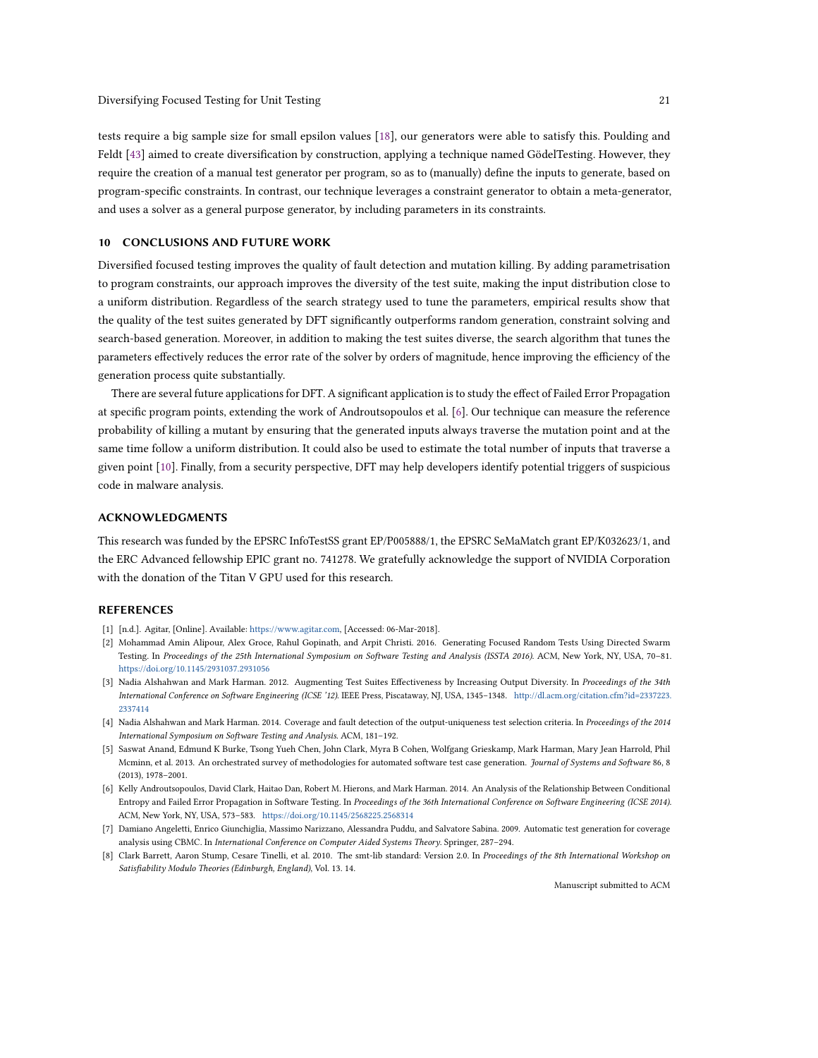tests require a big sample size for small epsilon values [18], our generators were able to satisfy this. Poulding and Feldt [43] aimed to create diversification by construction, applying a technique named GödelTesting. However, they require the creation of a manual test generator per program, so as to (manually) define the inputs to generate, based on program-specific constraints. In contrast, our technique leverages a constraint generator to obtain a meta-generator, and uses a solver as a general purpose generator, by including parameters in its constraints.

## 10 CONCLUSIONS AND FUTURE WORK

Diversified focused testing improves the quality of fault detection and mutation killing. By adding parametrisation to program constraints, our approach improves the diversity of the test suite, making the input distribution close to a uniform distribution. Regardless of the search strategy used to tune the parameters, empirical results show that the quality of the test suites generated by DFT significantly outperforms random generation, constraint solving and search-based generation. Moreover, in addition to making the test suites diverse, the search algorithm that tunes the parameters effectively reduces the error rate of the solver by orders of magnitude, hence improving the efficiency of the generation process quite substantially.

There are several future applications for DFT. A significant application is to study the effect of Failed Error Propagation at specific program points, extending the work of Androutsopoulos et al. [6]. Our technique can measure the reference probability of killing a mutant by ensuring that the generated inputs always traverse the mutation point and at the same time follow a uniform distribution. It could also be used to estimate the total number of inputs that traverse a given point [10]. Finally, from a security perspective, DFT may help developers identify potential triggers of suspicious code in malware analysis.

## ACKNOWLEDGMENTS

This research was funded by the EPSRC InfoTestSS grant EP/P005888/1, the EPSRC SeMaMatch grant EP/K032623/1, and the ERC Advanced fellowship EPIC grant no. 741278. We gratefully acknowledge the support of NVIDIA Corporation with the donation of the Titan V GPU used for this research.

## REFERENCES

[1] [n.d.]. Agitar, [Online]. Available: https://www.agitar.com, [Accessed: 06-Mar-2018].

[2] Mohammad Amin Alipour, Alex Groce, Rahul Gopinath, and Arpit Christi. 2016. Generating Focused Random Tests Using Directed Swarm Testing. In *Proceedings of the 25th International Symposium on Software Testing and Analysis (ISSTA 2016)*. ACM, New York, NY, USA, 70–81. https://doi.org/10.1145/2931037.2931056

[3] Nadia Alshahwan and Mark Harman. 2012. Augmenting Test Suites Effectiveness by Increasing Output Diversity. In *Proceedings of the 34th International Conference on Software Engineering (ICSE '12)*. IEEE Press, Piscataway, NJ, USA, 1345–1348. http://dl.acm.org/citation.cfm?id=2337223.2337414

[4] Nadia Alshahwan and Mark Harman. 2014. Coverage and fault detection of the output-uniqueness test selection criteria. In *Proceedings of the 2014 International Symposium on Software Testing and Analysis*. ACM, 181–192.

[5] Saswat Anand, Edmund K Burke, Tsong Yueh Chen, John Clark, Myra B Cohen, Wolfgang Grieskamp, Mark Harman, Mary Jean Harrold, Phil Mcminn, et al. 2013. An orchestrated survey of methodologies for automated software test case generation. *Journal of Systems and Software* 86, 8 (2013), 1978–2001.

[6] Kelly Androutsopoulos, David Clark, Haitao Dan, Robert M. Hierons, and Mark Harman. 2014. An Analysis of the Relationship Between Conditional Entropy and Failed Error Propagation in Software Testing. In *Proceedings of the 36th International Conference on Software Engineering (ICSE 2014)*. ACM, New York, NY, USA, 573–583. https://doi.org/10.1145/2568225.2568314

[7] Damiano Angeletti, Enrico Giunchiglia, Massimo Narizzano, Alessandra Puddu, and Salvatore Sabina. 2009. Automatic test generation for coverage analysis using CBMC. In *International Conference on Computer Aided Systems Theory*. Springer, 287–294.

[8] Clark Barrett, Aaron Stump, Cesare Tinelli, et al. 2010. The smt-lib standard: Version 2.0. In *Proceedings of the 8th International Workshop on Satisfiability Modulo Theories (Edinburgh, England)*, Vol. 13. 14.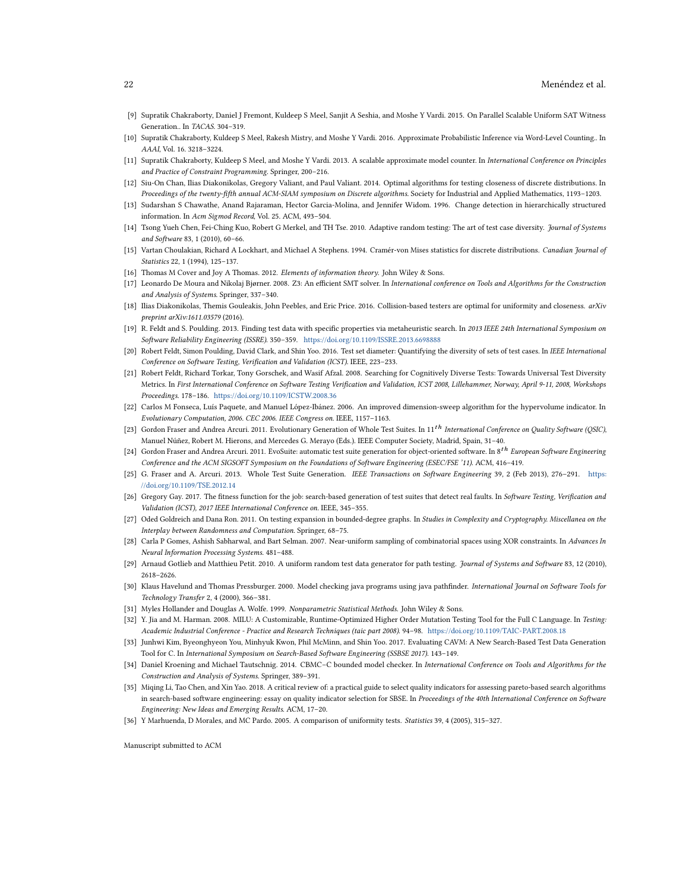[9] Supratik Chakraborty, Daniel J Fremont, Kuldeep S Meel, Sanjit A Seshia, and Moshe Y Vardi. 2015. On Parallel Scalable Uniform SAT Witness Generation.. In *TACAS*. 304–319.

[10] Supratik Chakraborty, Kuldeep S Meel, Rakesh Mistry, and Moshe Y Vardi. 2016. Approximate Probabilistic Inference via Word-Level Counting.. In *AAAI*, Vol. 16. 3218–3224.

[11] Supratik Chakraborty, Kuldeep S Meel, and Moshe Y Vardi. 2013. A scalable approximate model counter. In *International Conference on Principles and Practice of Constraint Programming*. Springer, 200–216.

[12] Siu-On Chan, Ilias Diakonikolas, Gregory Valiant, and Paul Valiant. 2014. Optimal algorithms for testing closeness of discrete distributions. In *Proceedings of the twenty-fifth annual ACM-SIAM symposium on Discrete algorithms*. Society for Industrial and Applied Mathematics, 1193–1203.

[13] Sudarshan S Chawathe, Anand Rajaraman, Hector Garcia-Molina, and Jennifer Widom. 1996. Change detection in hierarchically structured information. In *Acm Sigmod Record*, Vol. 25. ACM, 493–504.

[14] Tsong Yueh Chen, Fei-Ching Kuo, Robert G Merkel, and TH Tse. 2010. Adaptive random testing: The art of test case diversity. *Journal of Systems and Software* 83, 1 (2010), 60–66.

[15] Vartan Choulakian, Richard A Lockhart, and Michael A Stephens. 1994. Cramér-von Mises statistics for discrete distributions. *Canadian Journal of Statistics* 22, 1 (1994), 125–137.

[16] Thomas M Cover and Joy A Thomas. 2012. *Elements of information theory*. John Wiley & Sons.

[17] Leonardo De Moura and Nikolaj Bjørner. 2008. Z3: An efficient SMT solver. In *International conference on Tools and Algorithms for the Construction and Analysis of Systems*. Springer, 337–340.

[18] Ilias Diakonikolas, Themis Gouleakis, John Peebles, and Eric Price. 2016. Collision-based testers are optimal for uniformity and closeness. *arXiv preprint arXiv:1611.03579* (2016).

[19] R. Feldt and S. Poulding. 2013. Finding test data with specific properties via metaheuristic search. In *2013 IEEE 24th International Symposium on Software Reliability Engineering (ISSRE)*. 350–359. https://doi.org/10.1109/ISSRE.2013.6698888

[20] Robert Feldt, Simon Poulding, David Clark, and Shin Yoo. 2016. Test set diameter: Quantifying the diversity of sets of test cases. In *IEEE International Conference on Software Testing, Verification and Validation (ICST)*. IEEE, 223–233.

[21] Robert Feldt, Richard Torkar, Tony Gorschek, and Wasif Afzal. 2008. Searching for Cognitively Diverse Tests: Towards Universal Test Diversity Metrics. In *First International Conference on Software Testing Verification and Validation, ICST 2008, Lillehammer, Norway, April 9-11, 2008, Workshops Proceedings*. 178–186. https://doi.org/10.1109/ICSTW.2008.36

[22] Carlos M Fonseca, Luís Paquete, and Manuel López-Ibánez. 2006. An improved dimension-sweep algorithm for the hypervolume indicator. In *Evolutionary Computation, 2006. CEC 2006. IEEE Congress on*. IEEE, 1157–1163.

[23] Gordon Fraser and Andrea Arcuri. 2011. Evolutionary Generation of Whole Test Suites. In $11^{th}$ *International Conference on Quality Software (QSIC)*, Manuel Núñez, Robert M. Hierons, and Mercedes G. Merayo (Eds.). IEEE Computer Society, Madrid, Spain, 31–40.

[24] Gordon Fraser and Andrea Arcuri. 2011. EvoSuite: automatic test suite generation for object-oriented software. In $8^{th}$ *European Software Engineering Conference and the ACM SIGSOFT Symposium on the Foundations of Software Engineering (ESEC/FSE '11)*. ACM, 416–419.

[25] G. Fraser and A. Arcuri. 2013. Whole Test Suite Generation. *IEEE Transactions on Software Engineering* 39, 2 (Feb 2013), 276–291. https://doi.org/10.1109/TSE.2012.14

[26] Gregory Gay. 2017. The fitness function for the job: search-based generation of test suites that detect real faults. In *Software Testing, Verification and Validation (ICST), 2017 IEEE International Conference on*. IEEE, 345–355.

[27] Oded Goldreich and Dana Ron. 2011. On testing expansion in bounded-degree graphs. In *Studies in Complexity and Cryptography. Miscellanea on the Interplay between Randomness and Computation*. Springer, 68–75.

[28] Carla P Gomes, Ashish Sabharwal, and Bart Selman. 2007. Near-uniform sampling of combinatorial spaces using XOR constraints. In *Advances In Neural Information Processing Systems*. 481–488.

[29] Arnaud Gotlieb and Matthieu Petit. 2010. A uniform random test data generator for path testing. *Journal of Systems and Software* 83, 12 (2010), 2618–2626.

[30] Klaus Havelund and Thomas Pressburger. 2000. Model checking java programs using java pathfinder. *International Journal on Software Tools for Technology Transfer* 2, 4 (2000), 366–381.

[31] Myles Hollander and Douglas A. Wolfe. 1999. *Nonparametric Statistical Methods*. John Wiley & Sons.

[32] Y. Jia and M. Harman. 2008. MILU: A Customizable, Runtime-Optimized Higher Order Mutation Testing Tool for the Full C Language. In *Testing: Academic Industrial Conference - Practice and Research Techniques (taic part 2008)*. 94–98. https://doi.org/10.1109/TAIC-PART.2008.18

[33] Junhwi Kim, Byeonghyeon You, Minhyuk Kwon, Phil McMinn, and Shin Yoo. 2017. Evaluating CAVM: A New Search-Based Test Data Generation Tool for C. In *International Symposium on Search-Based Software Engineering (SSBSE 2017)*. 143–149.

[34] Daniel Kroening and Michael Tautschnig. 2014. CBMC–C bounded model checker. In *International Conference on Tools and Algorithms for the Construction and Analysis of Systems*. Springer, 389–391.

[35] Miqing Li, Tao Chen, and Xin Yao. 2018. A critical review of: a practical guide to select quality indicators for assessing pareto-based search algorithms in search-based software engineering: essay on quality indicator selection for SBSE. In *Proceedings of the 40th International Conference on Software Engineering: New Ideas and Emerging Results*. ACM, 17–20.

[36] Y Marhuenda, D Morales, and MC Pardo. 2005. A comparison of uniformity tests. *Statistics* 39, 4 (2005), 315–327.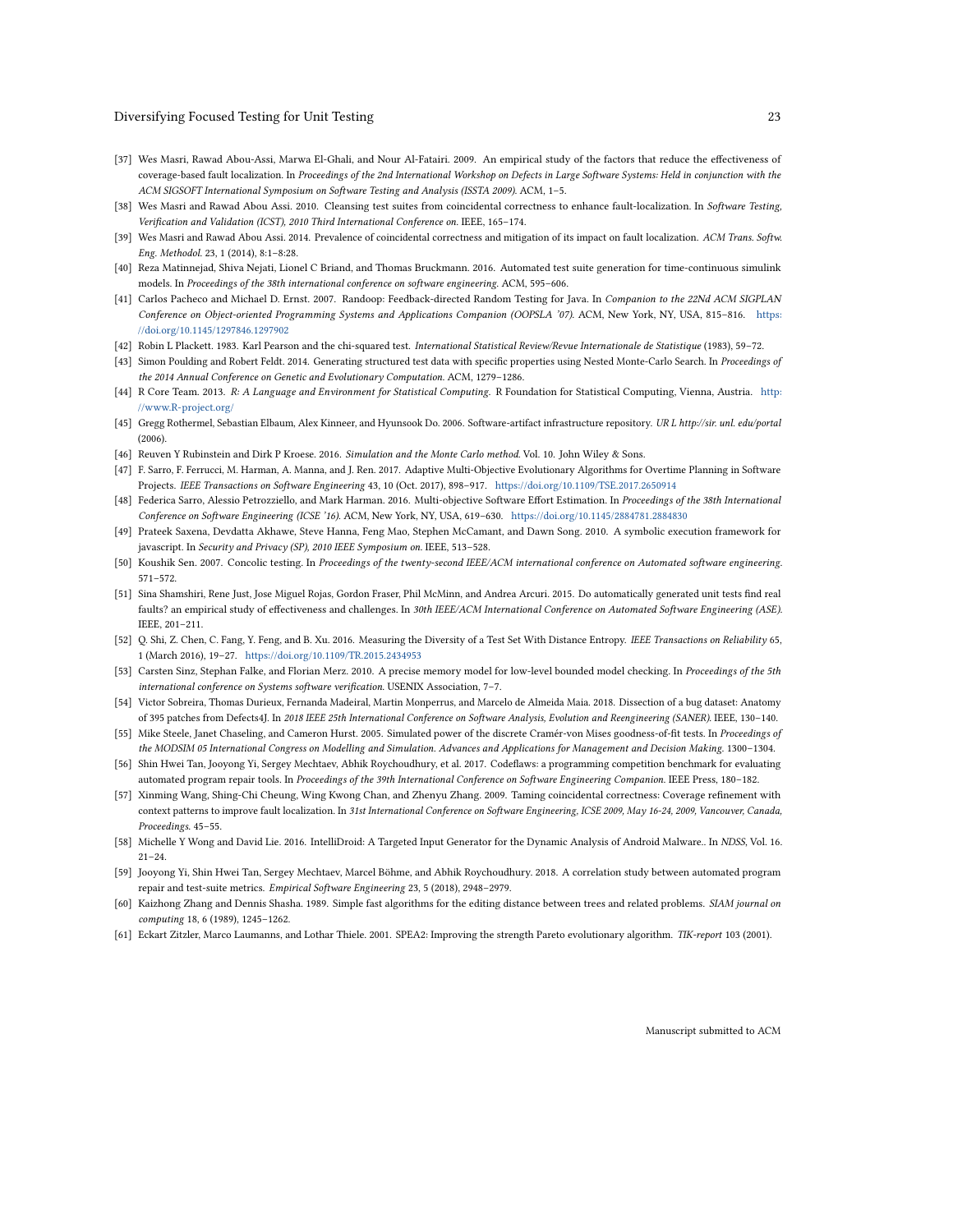[37] Wes Masri, Rawad Abou-Assi, Marwa El-Ghali, and Nour Al-Fatairi. 2009. An empirical study of the factors that reduce the effectiveness of coverage-based fault localization. In *Proceedings of the 2nd International Workshop on Defects in Large Software Systems: Held in conjunction with the ACM SIGSOFT International Symposium on Software Testing and Analysis (ISSTA 2009)*. ACM, 1–5.

[38] Wes Masri and Rawad Abou Assi. 2010. Cleansing test suites from coincidental correctness to enhance fault-localization. In *Software Testing, Verification and Validation (ICST), 2010 Third International Conference on*. IEEE, 165–174.

[39] Wes Masri and Rawad Abou Assi. 2014. Prevalence of coincidental correctness and mitigation of its impact on fault localization. *ACM Trans. Softw. Eng. Methodol.* 23, 1 (2014), 8:1–8:28.

[40] Reza Matinnejad, Shiva Nejati, Lionel C Briand, and Thomas Bruckmann. 2016. Automated test suite generation for time-continuous simulink models. In *Proceedings of the 38th international conference on software engineering*. ACM, 595–606.

[41] Carlos Pacheco and Michael D. Ernst. 2007. Randoop: Feedback-directed Random Testing for Java. In *Companion to the 22Nd ACM SIGPLAN Conference on Object-oriented Programming Systems and Applications Companion (OOPSLA '07)*. ACM, New York, NY, USA, 815–816. https://doi.org/10.1145/1297846.1297902

[42] Robin L Plackett. 1983. Karl Pearson and the chi-squared test. *International Statistical Review/Revue Internationale de Statistique* (1983), 59–72.

[43] Simon Poulding and Robert Feldt. 2014. Generating structured test data with specific properties using Nested Monte-Carlo Search. In *Proceedings of the 2014 Annual Conference on Genetic and Evolutionary Computation*. ACM, 1279–1286.

[44] R Core Team. 2013. *R: A Language and Environment for Statistical Computing*. R Foundation for Statistical Computing, Vienna, Austria. http://www.R-project.org/

[45] Gregg Rothermel, Sebastian Elbaum, Alex Kinneer, and Hyunsook Do. 2006. Software-artifact infrastructure repository. *UR L http://sir. unl. edu/portal* (2006).

[46] Reuven Y Rubinstein and Dirk P Kroese. 2016. *Simulation and the Monte Carlo method*. Vol. 10. John Wiley & Sons.

[47] F. Sarro, F. Ferrucci, M. Harman, A. Manna, and J. Ren. 2017. Adaptive Multi-Objective Evolutionary Algorithms for Overtime Planning in Software Projects. *IEEE Transactions on Software Engineering* 43, 10 (Oct. 2017), 898–917. https://doi.org/10.1109/TSE.2017.2650914

[48] Federica Sarro, Alessio Petrozziello, and Mark Harman. 2016. Multi-objective Software Effort Estimation. In *Proceedings of the 38th International Conference on Software Engineering (ICSE '16)*. ACM, New York, NY, USA, 619–630. https://doi.org/10.1145/2884781.2884830

[49] Prateek Saxena, Devdatta Akhawe, Steve Hanna, Feng Mao, Stephen McCamant, and Dawn Song. 2010. A symbolic execution framework for javascript. In *Security and Privacy (SP), 2010 IEEE Symposium on*. IEEE, 513–528.

[50] Koushik Sen. 2007. Concolic testing. In *Proceedings of the twenty-second IEEE/ACM international conference on Automated software engineering*. 571–572.

[51] Sina Shamshiri, Rene Just, Jose Miguel Rojas, Gordon Fraser, Phil McMinn, and Andrea Arcuri. 2015. Do automatically generated unit tests find real faults? an empirical study of effectiveness and challenges. In *30th IEEE/ACM International Conference on Automated Software Engineering (ASE)*. IEEE, 201–211.

[52] Q. Shi, Z. Chen, C. Fang, Y. Feng, and B. Xu. 2016. Measuring the Diversity of a Test Set With Distance Entropy. *IEEE Transactions on Reliability* 65, 1 (March 2016), 19–27. https://doi.org/10.1109/TR.2015.2434953

[53] Carsten Sinz, Stephan Falke, and Florian Merz. 2010. A precise memory model for low-level bounded model checking. In *Proceedings of the 5th international conference on Systems software verification*. USENIX Association, 7–7.

[54] Victor Sobreira, Thomas Durieux, Fernanda Madeiral, Martin Monperrus, and Marcelo de Almeida Maia. 2018. Dissection of a bug dataset: Anatomy of 395 patches from Defects4J. In *2018 IEEE 25th International Conference on Software Analysis, Evolution and Reengineering (SANER)*. IEEE, 130–140.

[55] Mike Steele, Janet Chaseling, and Cameron Hurst. 2005. Simulated power of the discrete Cramér-von Mises goodness-of-fit tests. In *Proceedings of the MODSIM 05 International Congress on Modelling and Simulation. Advances and Applications for Management and Decision Making*. 1300–1304.

[56] Shin Hwei Tan, Jooyong Yi, Sergey Mechtaev, Abhik Roychoudhury, et al. 2017. Codeflaws: a programming competition benchmark for evaluating automated program repair tools. In *Proceedings of the 39th International Conference on Software Engineering Companion*. IEEE Press, 180–182.

[57] Xinming Wang, Shing-Chi Cheung, Wing Kwong Chan, and Zhenyu Zhang. 2009. Taming coincidental correctness: Coverage refinement with context patterns to improve fault localization. In *31st International Conference on Software Engineering, ICSE 2009, May 16-24, 2009, Vancouver, Canada, Proceedings*. 45–55.

[58] Michelle Y Wong and David Lie. 2016. IntelliDroid: A Targeted Input Generator for the Dynamic Analysis of Android Malware.. In *NDSS*, Vol. 16. 21–24.

[59] Jooyong Yi, Shin Hwei Tan, Sergey Mechtaev, Marcel Böhme, and Abhik Roychoudhury. 2018. A correlation study between automated program repair and test-suite metrics. *Empirical Software Engineering* 23, 5 (2018), 2948–2979.

[60] Kaizhong Zhang and Dennis Shasha. 1989. Simple fast algorithms for the editing distance between trees and related problems. *SIAM journal on computing* 18, 6 (1989), 1245–1262.

[61] Eckart Zitzler, Marco Laumanns, and Lothar Thiele. 2001. SPEA2: Improving the strength Pareto evolutionary algorithm. *TIK-report* 103 (2001).